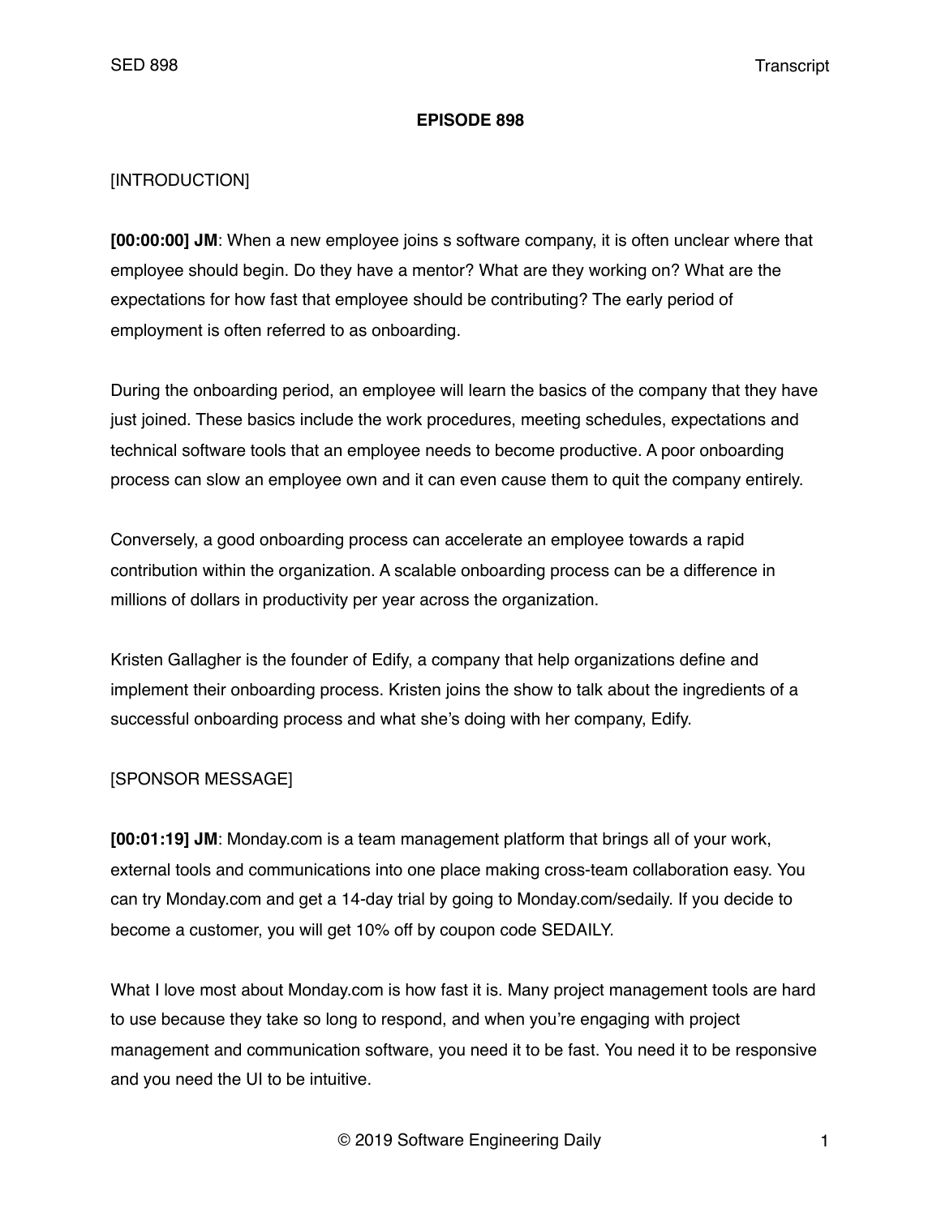**EPISODE 898**

[INTRODUCTION]

**[00:00:00] JM**: When a new employee joins s software company, it is often unclear where that employee should begin. Do they have a mentor? What are they working on? What are the expectations for how fast that employee should be contributing? The early period of employment is often referred to as onboarding.

During the onboarding period, an employee will learn the basics of the company that they have just joined. These basics include the work procedures, meeting schedules, expectations and technical software tools that an employee needs to become productive. A poor onboarding process can slow an employee own and it can even cause them to quit the company entirely.

Conversely, a good onboarding process can accelerate an employee towards a rapid contribution within the organization. A scalable onboarding process can be a difference in millions of dollars in productivity per year across the organization.

Kristen Gallagher is the founder of Edify, a company that help organizations define and implement their onboarding process. Kristen joins the show to talk about the ingredients of a successful onboarding process and what she's doing with her company, Edify.

[SPONSOR MESSAGE]

**[00:01:19] JM**: Monday.com is a team management platform that brings all of your work, external tools and communications into one place making cross-team collaboration easy. You can try Monday.com and get a 14-day trial by going to Monday.com/sedaily. If you decide to become a customer, you will get 10% off by coupon code SEDAILY.

What I love most about Monday.com is how fast it is. Many project management tools are hard to use because they take so long to respond, and when you're engaging with project management and communication software, you need it to be fast. You need it to be responsive and you need the UI to be intuitive.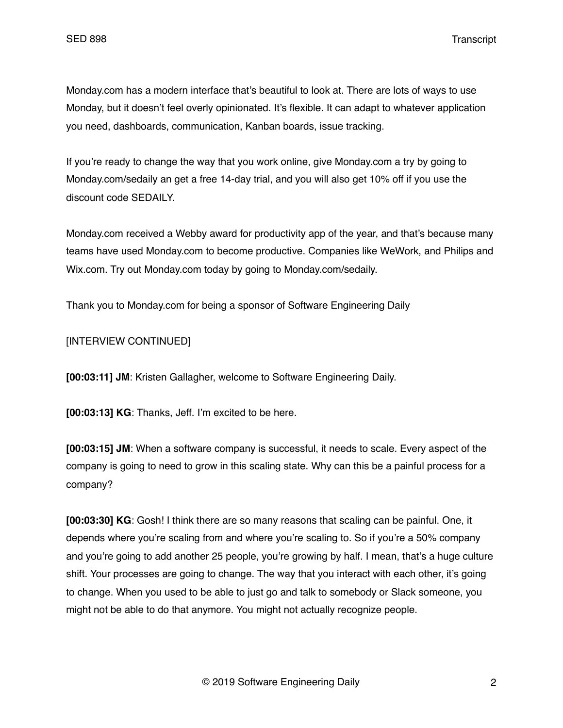Monday.com has a modern interface that's beautiful to look at. There are lots of ways to use Monday, but it doesn't feel overly opinionated. It's flexible. It can adapt to whatever application you need, dashboards, communication, Kanban boards, issue tracking.

If you're ready to change the way that you work online, give Monday.com a try by going to Monday.com/sedaily an get a free 14-day trial, and you will also get 10% off if you use the discount code SEDAILY.

Monday.com received a Webby award for productivity app of the year, and that's because many teams have used Monday.com to become productive. Companies like WeWork, and Philips and Wix.com. Try out Monday.com today by going to Monday.com/sedaily.

Thank you to Monday.com for being a sponsor of Software Engineering Daily

[INTERVIEW CONTINUED]

**[00:03:11] JM**: Kristen Gallagher, welcome to Software Engineering Daily.

**[00:03:13] KG**: Thanks, Jeff. I'm excited to be here.

**[00:03:15] JM**: When a software company is successful, it needs to scale. Every aspect of the company is going to need to grow in this scaling state. Why can this be a painful process for a company?

**[00:03:30] KG**: Gosh! I think there are so many reasons that scaling can be painful. One, it depends where you're scaling from and where you're scaling to. So if you're a 50% company and you're going to add another 25 people, you're growing by half. I mean, that's a huge culture shift. Your processes are going to change. The way that you interact with each other, it's going to change. When you used to be able to just go and talk to somebody or Slack someone, you might not be able to do that anymore. You might not actually recognize people.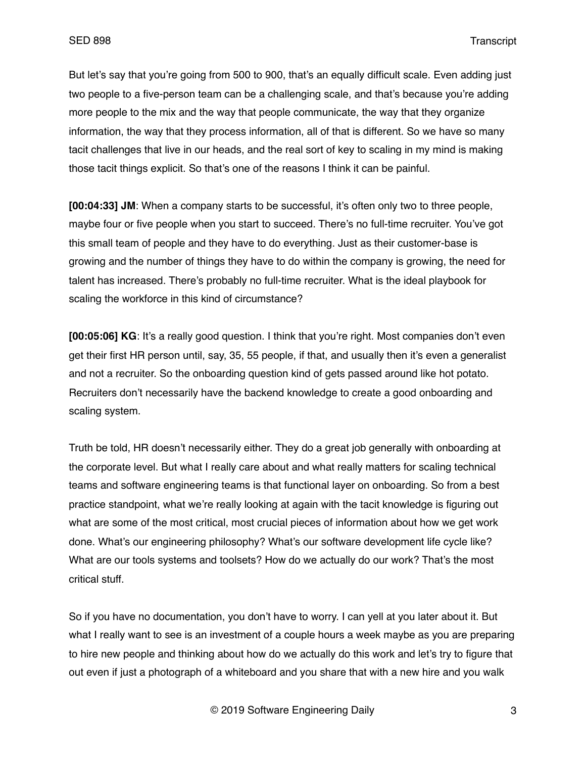But let's say that you're going from 500 to 900, that's an equally difficult scale. Even adding just two people to a five-person team can be a challenging scale, and that's because you're adding more people to the mix and the way that people communicate, the way that they organize information, the way that they process information, all of that is different. So we have so many tacit challenges that live in our heads, and the real sort of key to scaling in my mind is making those tacit things explicit. So that's one of the reasons I think it can be painful.

**[00:04:33] JM**: When a company starts to be successful, it's often only two to three people, maybe four or five people when you start to succeed. There's no full-time recruiter. You've got this small team of people and they have to do everything. Just as their customer-base is growing and the number of things they have to do within the company is growing, the need for talent has increased. There's probably no full-time recruiter. What is the ideal playbook for scaling the workforce in this kind of circumstance?

**[00:05:06] KG**: It's a really good question. I think that you're right. Most companies don't even get their first HR person until, say, 35, 55 people, if that, and usually then it's even a generalist and not a recruiter. So the onboarding question kind of gets passed around like hot potato. Recruiters don't necessarily have the backend knowledge to create a good onboarding and scaling system.

Truth be told, HR doesn't necessarily either. They do a great job generally with onboarding at the corporate level. But what I really care about and what really matters for scaling technical teams and software engineering teams is that functional layer on onboarding. So from a best practice standpoint, what we're really looking at again with the tacit knowledge is figuring out what are some of the most critical, most crucial pieces of information about how we get work done. What's our engineering philosophy? What's our software development life cycle like? What are our tools systems and toolsets? How do we actually do our work? That's the most critical stuff.

So if you have no documentation, you don't have to worry. I can yell at you later about it. But what I really want to see is an investment of a couple hours a week maybe as you are preparing to hire new people and thinking about how do we actually do this work and let's try to figure that out even if just a photograph of a whiteboard and you share that with a new hire and you walk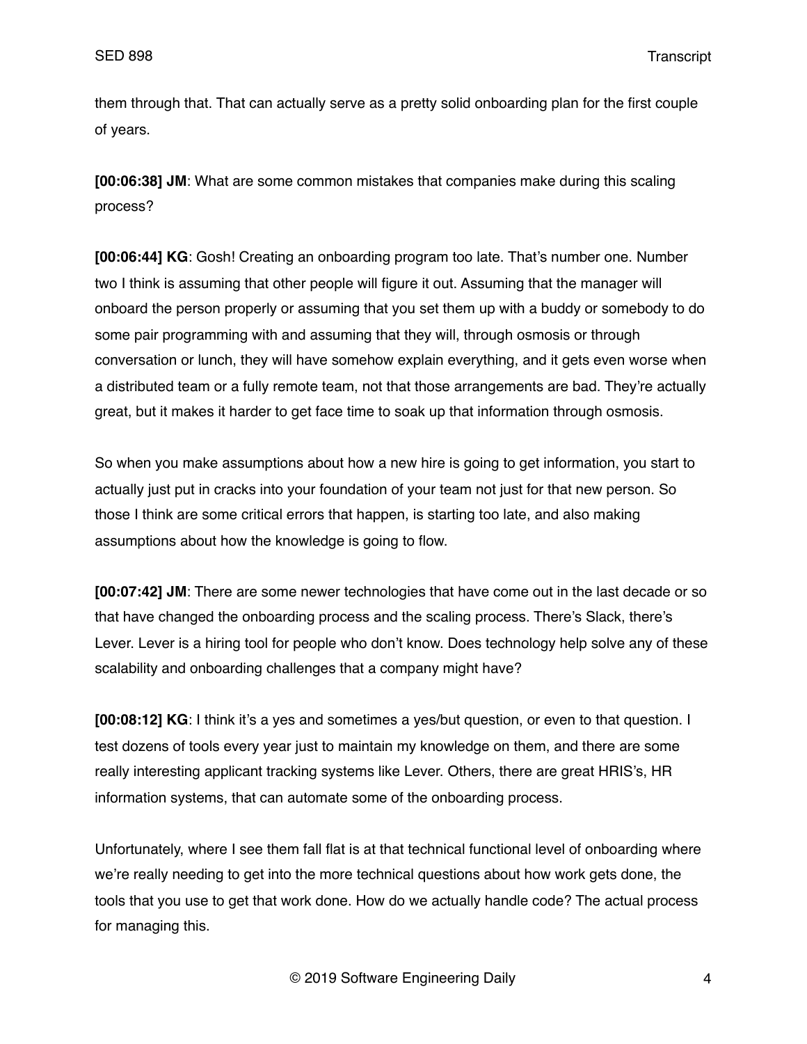them through that. That can actually serve as a pretty solid onboarding plan for the first couple of years.

**[00:06:38] JM**: What are some common mistakes that companies make during this scaling process?

**[00:06:44] KG**: Gosh! Creating an onboarding program too late. That's number one. Number two I think is assuming that other people will figure it out. Assuming that the manager will onboard the person properly or assuming that you set them up with a buddy or somebody to do some pair programming with and assuming that they will, through osmosis or through conversation or lunch, they will have somehow explain everything, and it gets even worse when a distributed team or a fully remote team, not that those arrangements are bad. They're actually great, but it makes it harder to get face time to soak up that information through osmosis.

So when you make assumptions about how a new hire is going to get information, you start to actually just put in cracks into your foundation of your team not just for that new person. So those I think are some critical errors that happen, is starting too late, and also making assumptions about how the knowledge is going to flow.

**[00:07:42] JM**: There are some newer technologies that have come out in the last decade or so that have changed the onboarding process and the scaling process. There's Slack, there's Lever. Lever is a hiring tool for people who don't know. Does technology help solve any of these scalability and onboarding challenges that a company might have?

**[00:08:12] KG**: I think it's a yes and sometimes a yes/but question, or even to that question. I test dozens of tools every year just to maintain my knowledge on them, and there are some really interesting applicant tracking systems like Lever. Others, there are great HRIS's, HR information systems, that can automate some of the onboarding process.

Unfortunately, where I see them fall flat is at that technical functional level of onboarding where we're really needing to get into the more technical questions about how work gets done, the tools that you use to get that work done. How do we actually handle code? The actual process for managing this.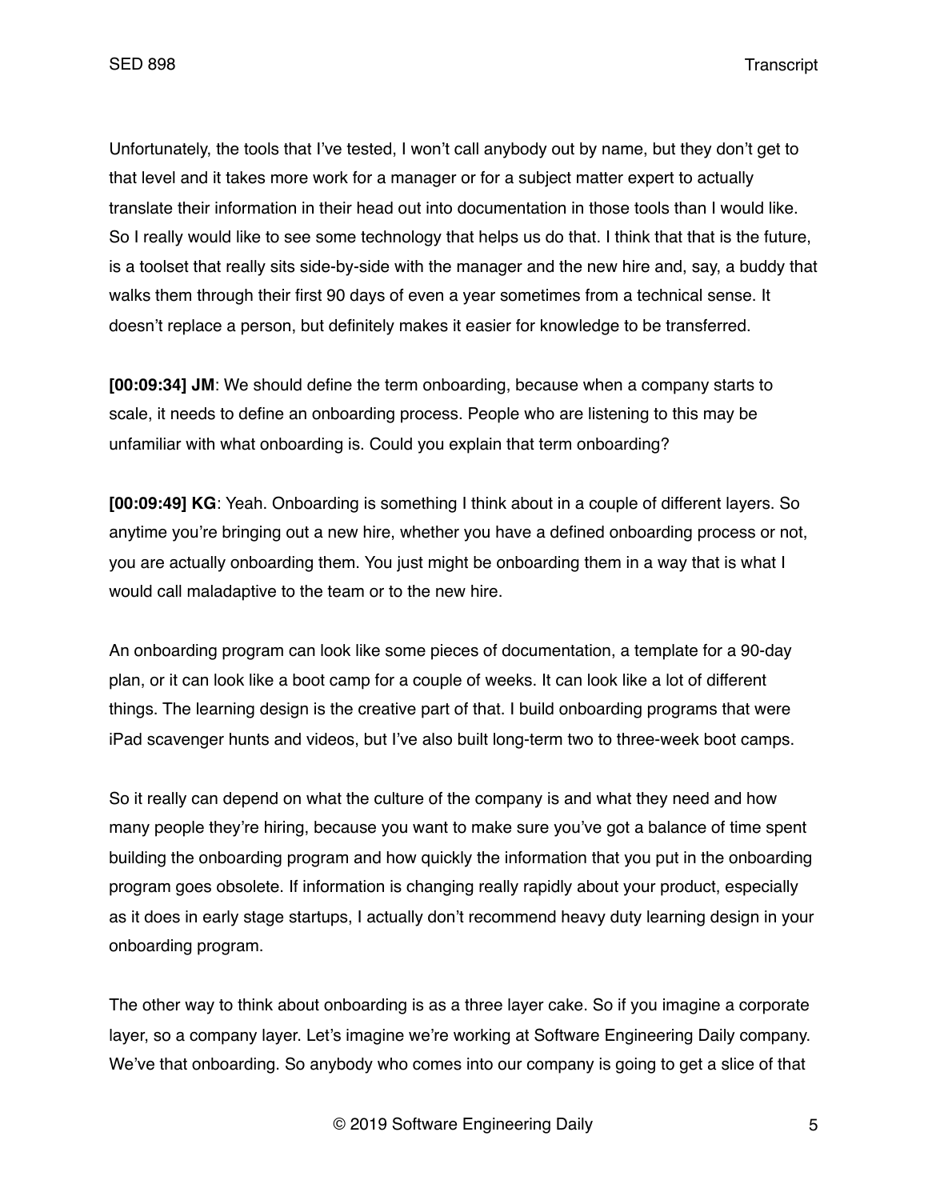Unfortunately, the tools that I've tested, I won't call anybody out by name, but they don't get to that level and it takes more work for a manager or for a subject matter expert to actually translate their information in their head out into documentation in those tools than I would like. So I really would like to see some technology that helps us do that. I think that that is the future, is a toolset that really sits side-by-side with the manager and the new hire and, say, a buddy that walks them through their first 90 days of even a year sometimes from a technical sense. It doesn't replace a person, but definitely makes it easier for knowledge to be transferred.

**[00:09:34] JM**: We should define the term onboarding, because when a company starts to scale, it needs to define an onboarding process. People who are listening to this may be unfamiliar with what onboarding is. Could you explain that term onboarding?

**[00:09:49] KG**: Yeah. Onboarding is something I think about in a couple of different layers. So anytime you're bringing out a new hire, whether you have a defined onboarding process or not, you are actually onboarding them. You just might be onboarding them in a way that is what I would call maladaptive to the team or to the new hire.

An onboarding program can look like some pieces of documentation, a template for a 90-day plan, or it can look like a boot camp for a couple of weeks. It can look like a lot of different things. The learning design is the creative part of that. I build onboarding programs that were iPad scavenger hunts and videos, but I've also built long-term two to three-week boot camps.

So it really can depend on what the culture of the company is and what they need and how many people they're hiring, because you want to make sure you've got a balance of time spent building the onboarding program and how quickly the information that you put in the onboarding program goes obsolete. If information is changing really rapidly about your product, especially as it does in early stage startups, I actually don't recommend heavy duty learning design in your onboarding program.

The other way to think about onboarding is as a three layer cake. So if you imagine a corporate layer, so a company layer. Let's imagine we're working at Software Engineering Daily company. We've that onboarding. So anybody who comes into our company is going to get a slice of that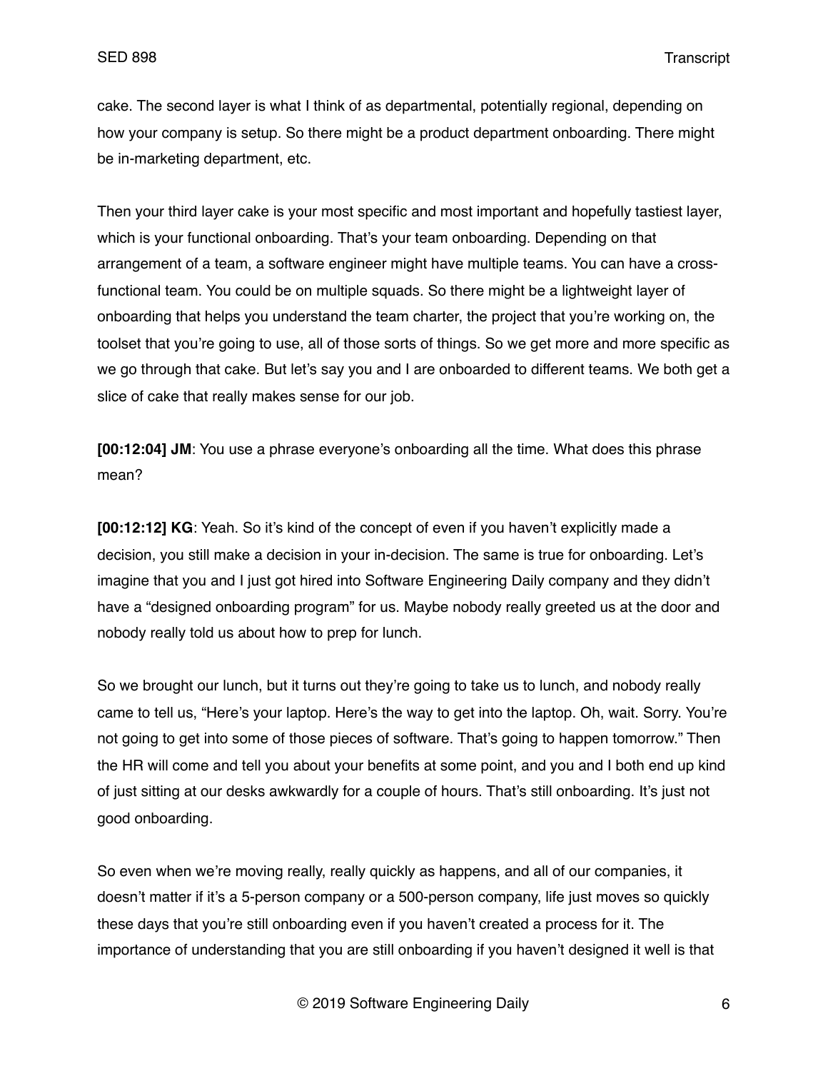cake. The second layer is what I think of as departmental, potentially regional, depending on how your company is setup. So there might be a product department onboarding. There might be in-marketing department, etc.

Then your third layer cake is your most specific and most important and hopefully tastiest layer, which is your functional onboarding. That's your team onboarding. Depending on that arrangement of a team, a software engineer might have multiple teams. You can have a cross-functional team. You could be on multiple squads. So there might be a lightweight layer of onboarding that helps you understand the team charter, the project that you're working on, the toolset that you're going to use, all of those sorts of things. So we get more and more specific as we go through that cake. But let's say you and I are onboarded to different teams. We both get a slice of cake that really makes sense for our job.

**[00:12:04] JM**: You use a phrase everyone's onboarding all the time. What does this phrase mean?

**[00:12:12] KG**: Yeah. So it's kind of the concept of even if you haven't explicitly made a decision, you still make a decision in your in-decision. The same is true for onboarding. Let's imagine that you and I just got hired into Software Engineering Daily company and they didn't have a "designed onboarding program" for us. Maybe nobody really greeted us at the door and nobody really told us about how to prep for lunch.

So we brought our lunch, but it turns out they're going to take us to lunch, and nobody really came to tell us, "Here's your laptop. Here's the way to get into the laptop. Oh, wait. Sorry. You're not going to get into some of those pieces of software. That's going to happen tomorrow." Then the HR will come and tell you about your benefits at some point, and you and I both end up kind of just sitting at our desks awkwardly for a couple of hours. That's still onboarding. It's just not good onboarding.

So even when we're moving really, really quickly as happens, and all of our companies, it doesn't matter if it's a 5-person company or a 500-person company, life just moves so quickly these days that you're still onboarding even if you haven't created a process for it. The importance of understanding that you are still onboarding if you haven't designed it well is that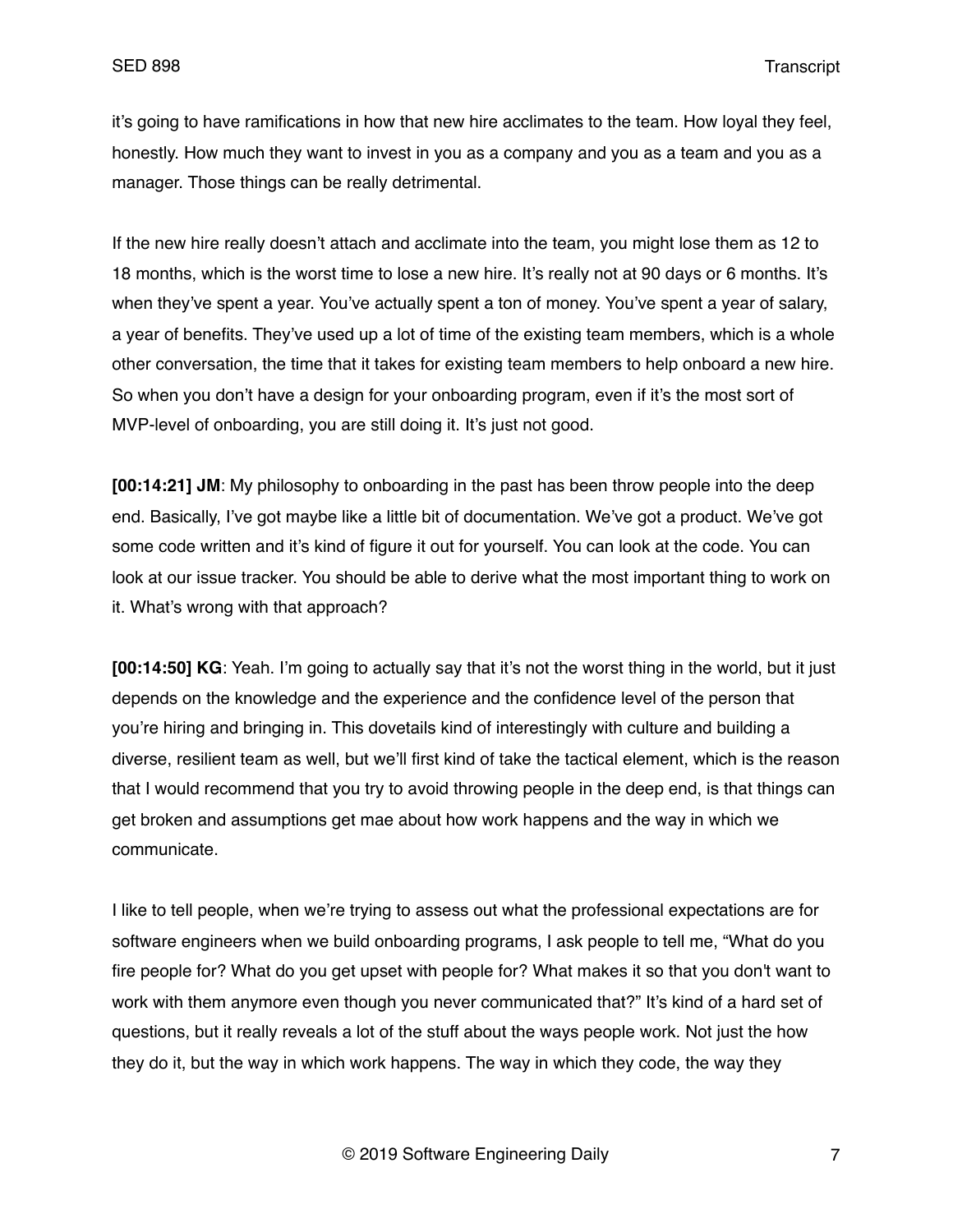it's going to have ramifications in how that new hire acclimates to the team. How loyal they feel, honestly. How much they want to invest in you as a company and you as a team and you as a manager. Those things can be really detrimental.

If the new hire really doesn't attach and acclimate into the team, you might lose them as 12 to 18 months, which is the worst time to lose a new hire. It's really not at 90 days or 6 months. It's when they've spent a year. You've actually spent a ton of money. You've spent a year of salary, a year of benefits. They've used up a lot of time of the existing team members, which is a whole other conversation, the time that it takes for existing team members to help onboard a new hire. So when you don't have a design for your onboarding program, even if it's the most sort of MVP-level of onboarding, you are still doing it. It's just not good.

**[00:14:21] JM**: My philosophy to onboarding in the past has been throw people into the deep end. Basically, I've got maybe like a little bit of documentation. We've got a product. We've got some code written and it's kind of figure it out for yourself. You can look at the code. You can look at our issue tracker. You should be able to derive what the most important thing to work on it. What's wrong with that approach?

**[00:14:50] KG**: Yeah. I'm going to actually say that it's not the worst thing in the world, but it just depends on the knowledge and the experience and the confidence level of the person that you're hiring and bringing in. This dovetails kind of interestingly with culture and building a diverse, resilient team as well, but we'll first kind of take the tactical element, which is the reason that I would recommend that you try to avoid throwing people in the deep end, is that things can get broken and assumptions get mae about how work happens and the way in which we communicate.

I like to tell people, when we're trying to assess out what the professional expectations are for software engineers when we build onboarding programs, I ask people to tell me, "What do you fire people for? What do you get upset with people for? What makes it so that you don't want to work with them anymore even though you never communicated that?" It's kind of a hard set of questions, but it really reveals a lot of the stuff about the ways people work. Not just the how they do it, but the way in which work happens. The way in which they code, the way they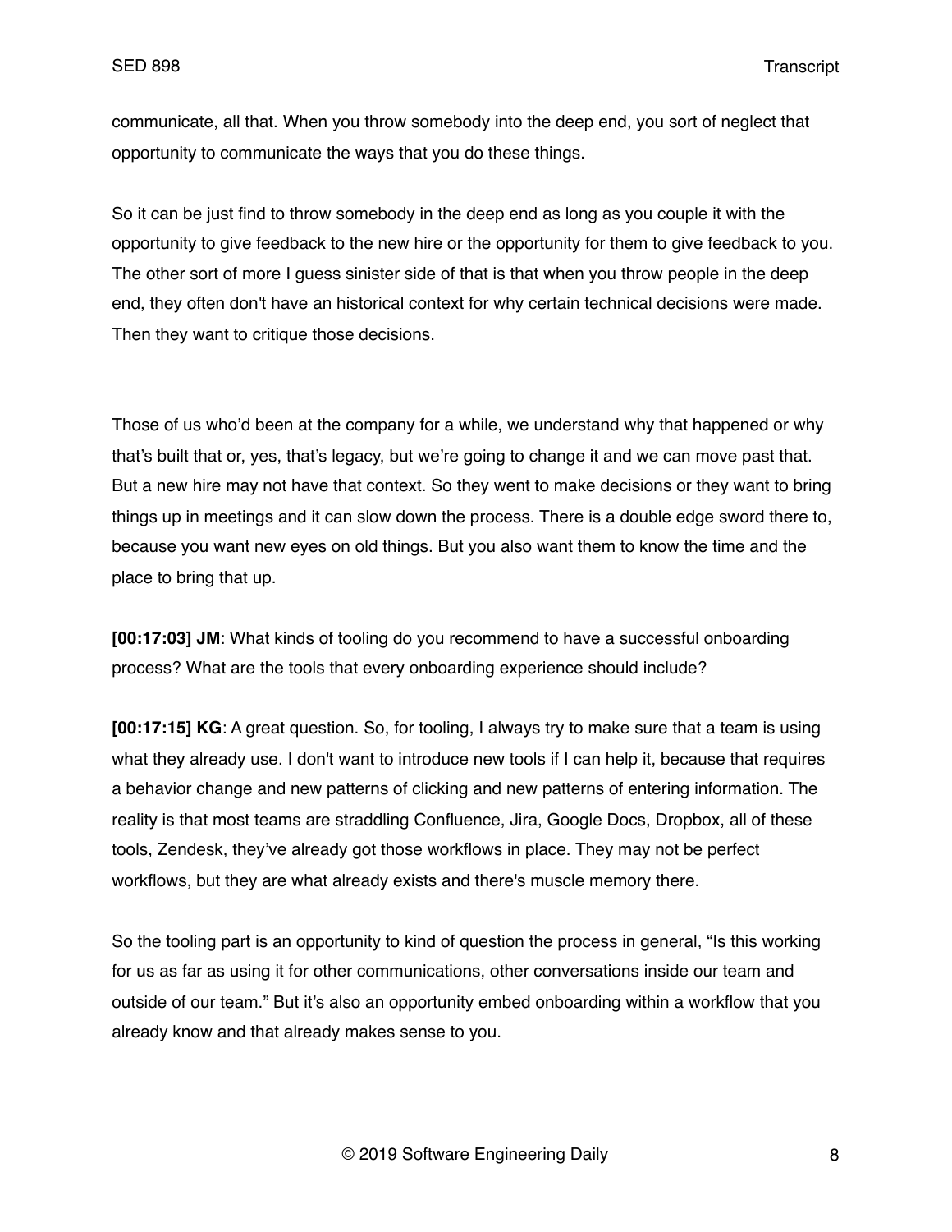communicate, all that. When you throw somebody into the deep end, you sort of neglect that opportunity to communicate the ways that you do these things.

So it can be just find to throw somebody in the deep end as long as you couple it with the opportunity to give feedback to the new hire or the opportunity for them to give feedback to you. The other sort of more I guess sinister side of that is that when you throw people in the deep end, they often don't have an historical context for why certain technical decisions were made. Then they want to critique those decisions.

Those of us who'd been at the company for a while, we understand why that happened or why that's built that or, yes, that's legacy, but we're going to change it and we can move past that. But a new hire may not have that context. So they went to make decisions or they want to bring things up in meetings and it can slow down the process. There is a double edge sword there to, because you want new eyes on old things. But you also want them to know the time and the place to bring that up.

**[00:17:03] JM**: What kinds of tooling do you recommend to have a successful onboarding process? What are the tools that every onboarding experience should include?

**[00:17:15] KG**: A great question. So, for tooling, I always try to make sure that a team is using what they already use. I don't want to introduce new tools if I can help it, because that requires a behavior change and new patterns of clicking and new patterns of entering information. The reality is that most teams are straddling Confluence, Jira, Google Docs, Dropbox, all of these tools, Zendesk, they've already got those workflows in place. They may not be perfect workflows, but they are what already exists and there's muscle memory there.

So the tooling part is an opportunity to kind of question the process in general, "Is this working for us as far as using it for other communications, other conversations inside our team and outside of our team." But it's also an opportunity embed onboarding within a workflow that you already know and that already makes sense to you.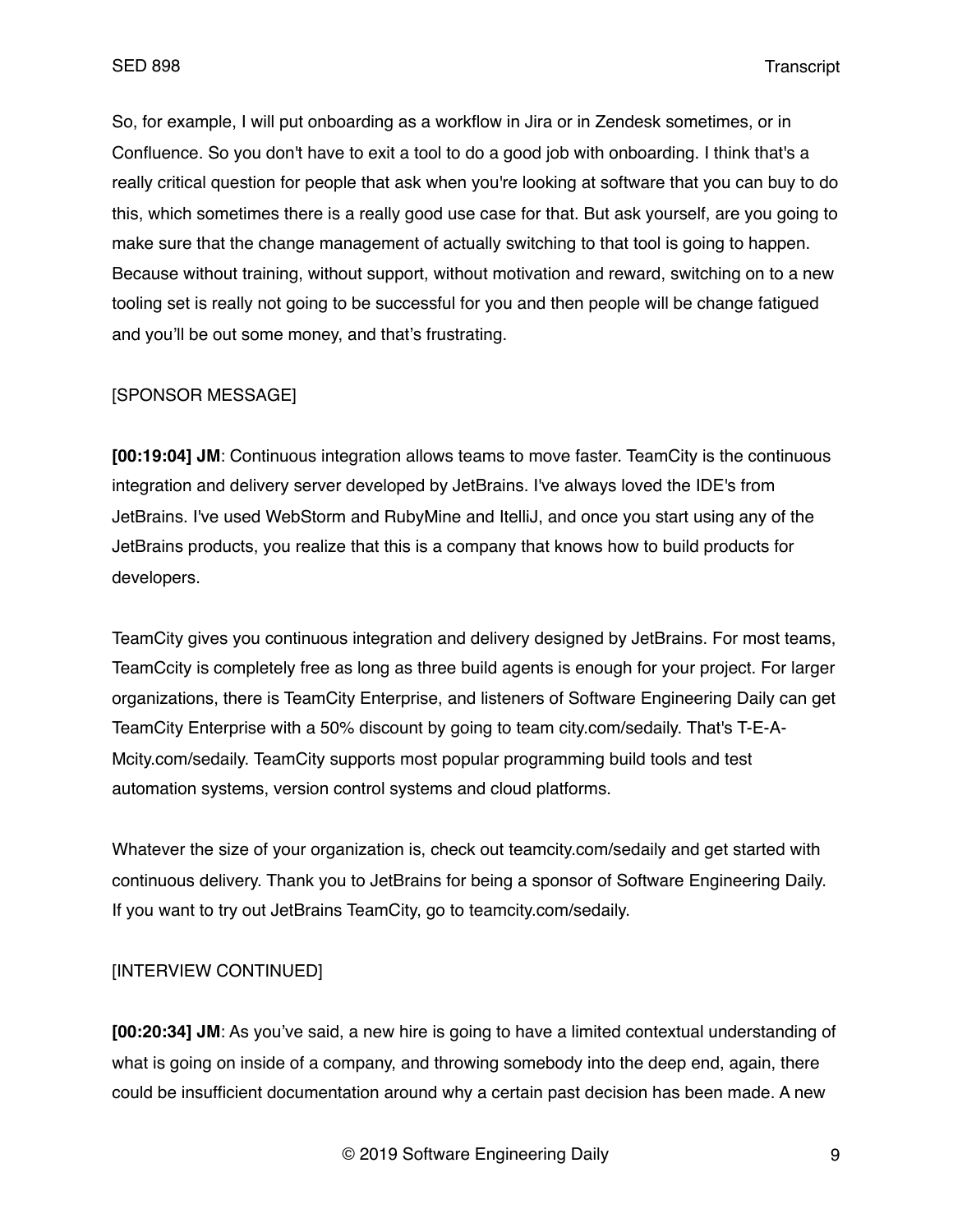So, for example, I will put onboarding as a workflow in Jira or in Zendesk sometimes, or in Confluence. So you don't have to exit a tool to do a good job with onboarding. I think that's a really critical question for people that ask when you're looking at software that you can buy to do this, which sometimes there is a really good use case for that. But ask yourself, are you going to make sure that the change management of actually switching to that tool is going to happen. Because without training, without support, without motivation and reward, switching on to a new tooling set is really not going to be successful for you and then people will be change fatigued and you'll be out some money, and that's frustrating.

[SPONSOR MESSAGE]

**[00:19:04] JM**: Continuous integration allows teams to move faster. TeamCity is the continuous integration and delivery server developed by JetBrains. I've always loved the IDE's from JetBrains. I've used WebStorm and RubyMine and ItelliJ, and once you start using any of the JetBrains products, you realize that this is a company that knows how to build products for developers.

TeamCity gives you continuous integration and delivery designed by JetBrains. For most teams, TeamCcity is completely free as long as three build agents is enough for your project. For larger organizations, there is TeamCity Enterprise, and listeners of Software Engineering Daily can get TeamCity Enterprise with a 50% discount by going to team city.com/sedaily. That's T-E-A-Mcity.com/sedaily. TeamCity supports most popular programming build tools and test automation systems, version control systems and cloud platforms.

Whatever the size of your organization is, check out teamcity.com/sedaily and get started with continuous delivery. Thank you to JetBrains for being a sponsor of Software Engineering Daily. If you want to try out JetBrains TeamCity, go to teamcity.com/sedaily.

[INTERVIEW CONTINUED]

**[00:20:34] JM**: As you've said, a new hire is going to have a limited contextual understanding of what is going on inside of a company, and throwing somebody into the deep end, again, there could be insufficient documentation around why a certain past decision has been made. A new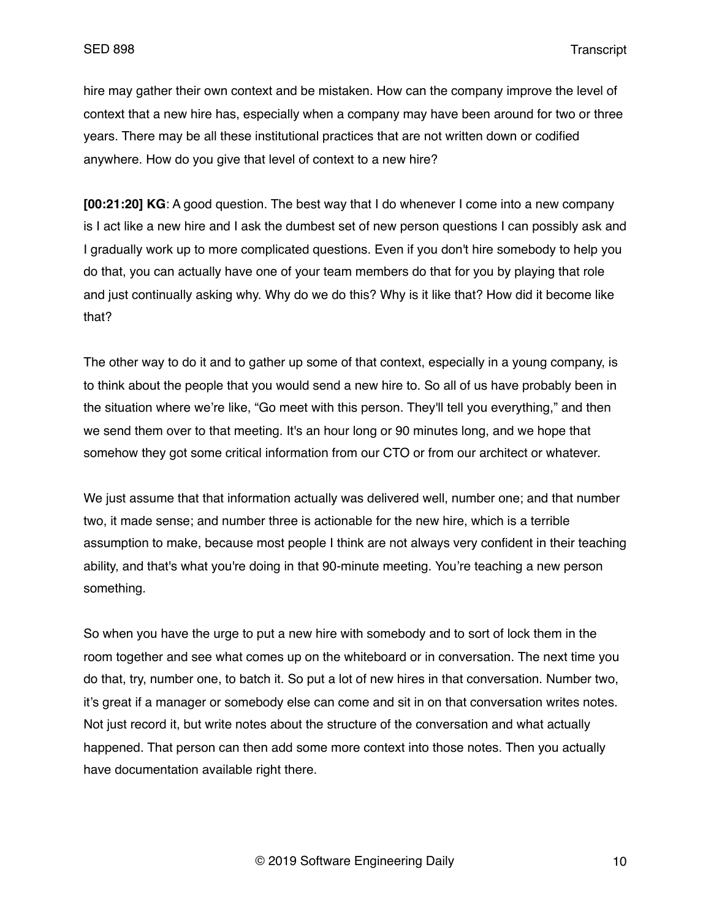hire may gather their own context and be mistaken. How can the company improve the level of context that a new hire has, especially when a company may have been around for two or three years. There may be all these institutional practices that are not written down or codified anywhere. How do you give that level of context to a new hire?

**[00:21:20] KG**: A good question. The best way that I do whenever I come into a new company is I act like a new hire and I ask the dumbest set of new person questions I can possibly ask and I gradually work up to more complicated questions. Even if you don't hire somebody to help you do that, you can actually have one of your team members do that for you by playing that role and just continually asking why. Why do we do this? Why is it like that? How did it become like that?

The other way to do it and to gather up some of that context, especially in a young company, is to think about the people that you would send a new hire to. So all of us have probably been in the situation where we're like, "Go meet with this person. They'll tell you everything," and then we send them over to that meeting. It's an hour long or 90 minutes long, and we hope that somehow they got some critical information from our CTO or from our architect or whatever.

We just assume that that information actually was delivered well, number one; and that number two, it made sense; and number three is actionable for the new hire, which is a terrible assumption to make, because most people I think are not always very confident in their teaching ability, and that's what you're doing in that 90-minute meeting. You're teaching a new person something.

So when you have the urge to put a new hire with somebody and to sort of lock them in the room together and see what comes up on the whiteboard or in conversation. The next time you do that, try, number one, to batch it. So put a lot of new hires in that conversation. Number two, it's great if a manager or somebody else can come and sit in on that conversation writes notes. Not just record it, but write notes about the structure of the conversation and what actually happened. That person can then add some more context into those notes. Then you actually have documentation available right there.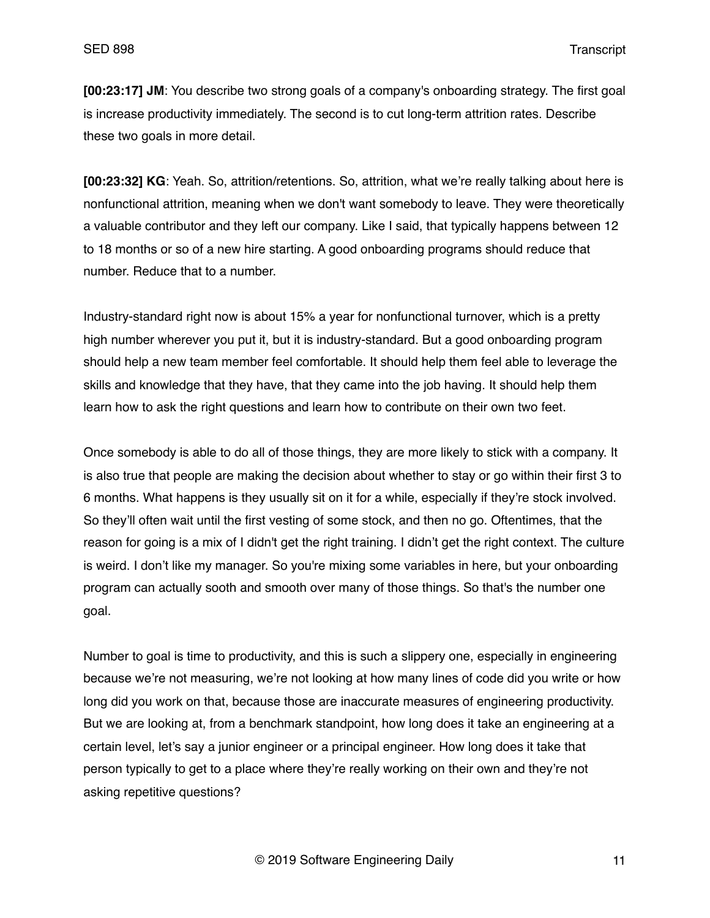**[00:23:17] JM**: You describe two strong goals of a company's onboarding strategy. The first goal is increase productivity immediately. The second is to cut long-term attrition rates. Describe these two goals in more detail.

**[00:23:32] KG**: Yeah. So, attrition/retentions. So, attrition, what we're really talking about here is nonfunctional attrition, meaning when we don't want somebody to leave. They were theoretically a valuable contributor and they left our company. Like I said, that typically happens between 12 to 18 months or so of a new hire starting. A good onboarding programs should reduce that number. Reduce that to a number.

Industry-standard right now is about 15% a year for nonfunctional turnover, which is a pretty high number wherever you put it, but it is industry-standard. But a good onboarding program should help a new team member feel comfortable. It should help them feel able to leverage the skills and knowledge that they have, that they came into the job having. It should help them learn how to ask the right questions and learn how to contribute on their own two feet.

Once somebody is able to do all of those things, they are more likely to stick with a company. It is also true that people are making the decision about whether to stay or go within their first 3 to 6 months. What happens is they usually sit on it for a while, especially if they're stock involved. So they'll often wait until the first vesting of some stock, and then no go. Oftentimes, that the reason for going is a mix of I didn't get the right training. I didn't get the right context. The culture is weird. I don't like my manager. So you're mixing some variables in here, but your onboarding program can actually sooth and smooth over many of those things. So that's the number one goal.

Number to goal is time to productivity, and this is such a slippery one, especially in engineering because we're not measuring, we're not looking at how many lines of code did you write or how long did you work on that, because those are inaccurate measures of engineering productivity. But we are looking at, from a benchmark standpoint, how long does it take an engineering at a certain level, let's say a junior engineer or a principal engineer. How long does it take that person typically to get to a place where they're really working on their own and they're not asking repetitive questions?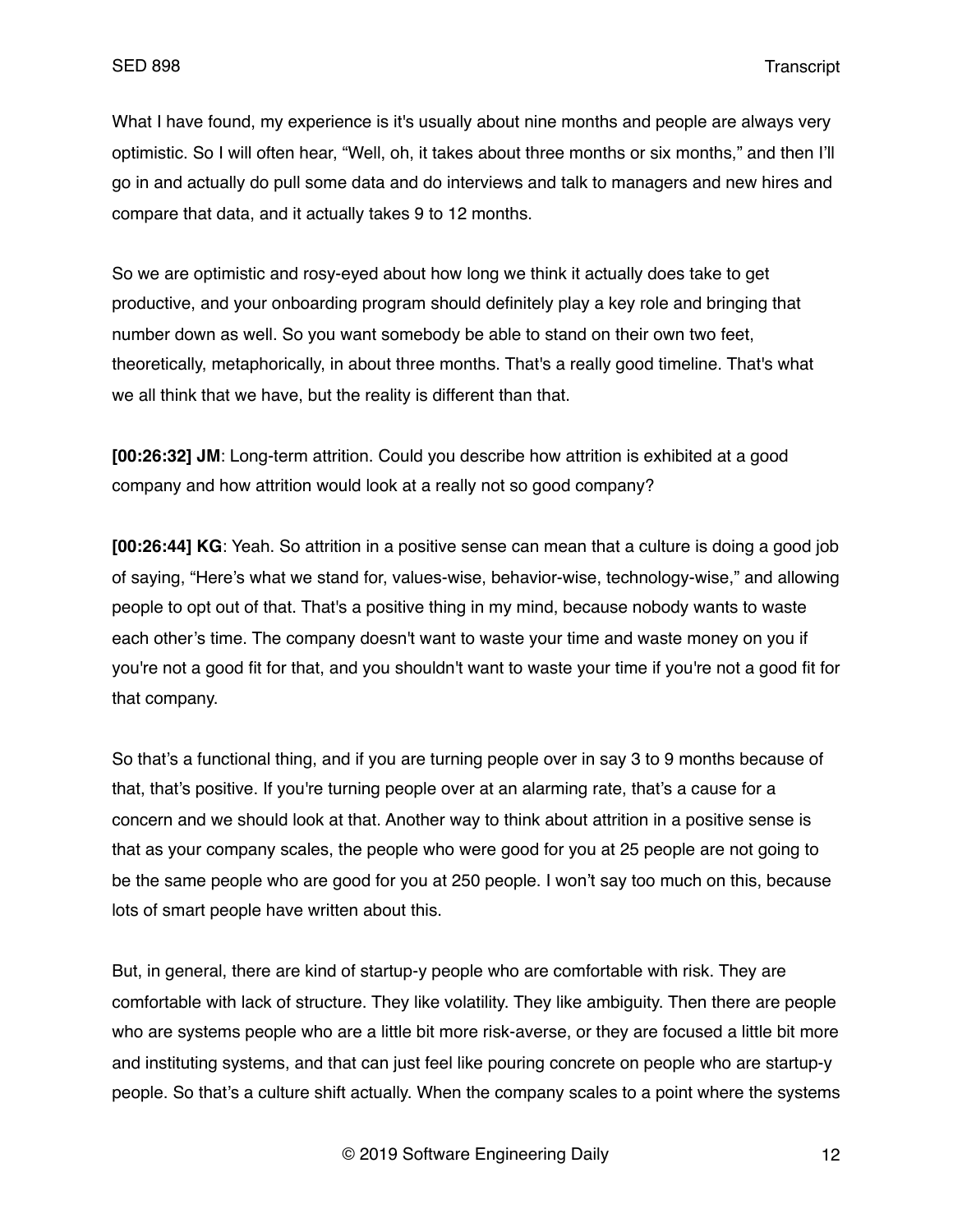What I have found, my experience is it's usually about nine months and people are always very optimistic. So I will often hear, "Well, oh, it takes about three months or six months," and then I'll go in and actually do pull some data and do interviews and talk to managers and new hires and compare that data, and it actually takes 9 to 12 months.

So we are optimistic and rosy-eyed about how long we think it actually does take to get productive, and your onboarding program should definitely play a key role and bringing that number down as well. So you want somebody be able to stand on their own two feet, theoretically, metaphorically, in about three months. That's a really good timeline. That's what we all think that we have, but the reality is different than that.

**[00:26:32] JM**: Long-term attrition. Could you describe how attrition is exhibited at a good company and how attrition would look at a really not so good company?

**[00:26:44] KG**: Yeah. So attrition in a positive sense can mean that a culture is doing a good job of saying, "Here's what we stand for, values-wise, behavior-wise, technology-wise," and allowing people to opt out of that. That's a positive thing in my mind, because nobody wants to waste each other's time. The company doesn't want to waste your time and waste money on you if you're not a good fit for that, and you shouldn't want to waste your time if you're not a good fit for that company.

So that's a functional thing, and if you are turning people over in say 3 to 9 months because of that, that's positive. If you're turning people over at an alarming rate, that's a cause for a concern and we should look at that. Another way to think about attrition in a positive sense is that as your company scales, the people who were good for you at 25 people are not going to be the same people who are good for you at 250 people. I won't say too much on this, because lots of smart people have written about this.

But, in general, there are kind of startup-y people who are comfortable with risk. They are comfortable with lack of structure. They like volatility. They like ambiguity. Then there are people who are systems people who are a little bit more risk-averse, or they are focused a little bit more and instituting systems, and that can just feel like pouring concrete on people who are startup-y people. So that's a culture shift actually. When the company scales to a point where the systems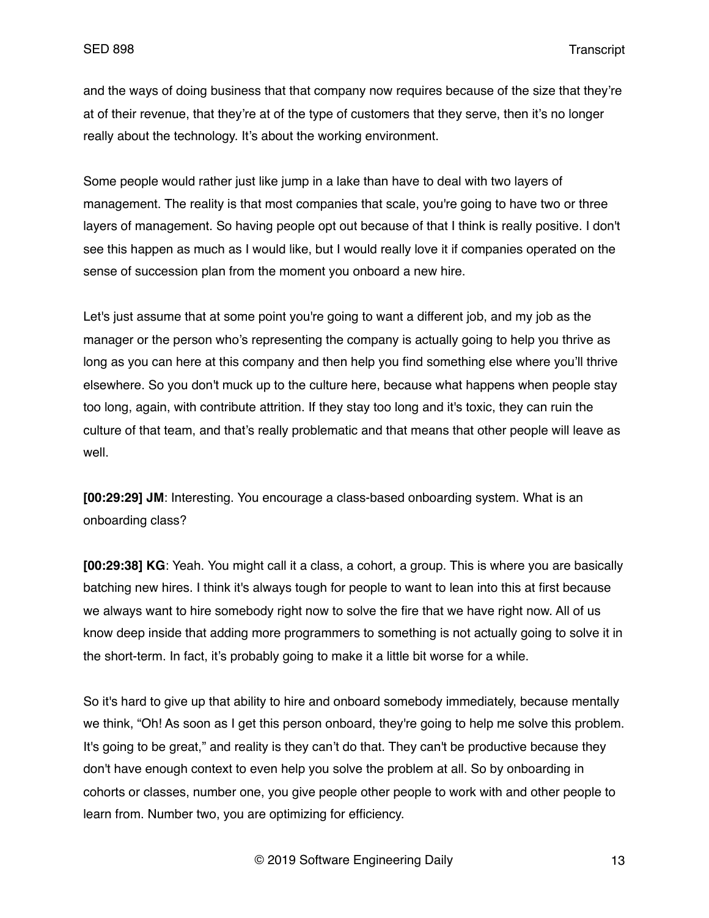and the ways of doing business that that company now requires because of the size that they're at of their revenue, that they're at of the type of customers that they serve, then it's no longer really about the technology. It's about the working environment.

Some people would rather just like jump in a lake than have to deal with two layers of management. The reality is that most companies that scale, you're going to have two or three layers of management. So having people opt out because of that I think is really positive. I don't see this happen as much as I would like, but I would really love it if companies operated on the sense of succession plan from the moment you onboard a new hire.

Let's just assume that at some point you're going to want a different job, and my job as the manager or the person who's representing the company is actually going to help you thrive as long as you can here at this company and then help you find something else where you'll thrive elsewhere. So you don't muck up to the culture here, because what happens when people stay too long, again, with contribute attrition. If they stay too long and it's toxic, they can ruin the culture of that team, and that's really problematic and that means that other people will leave as well.

**[00:29:29] JM**: Interesting. You encourage a class-based onboarding system. What is an onboarding class?

**[00:29:38] KG**: Yeah. You might call it a class, a cohort, a group. This is where you are basically batching new hires. I think it's always tough for people to want to lean into this at first because we always want to hire somebody right now to solve the fire that we have right now. All of us know deep inside that adding more programmers to something is not actually going to solve it in the short-term. In fact, it's probably going to make it a little bit worse for a while.

So it's hard to give up that ability to hire and onboard somebody immediately, because mentally we think, "Oh! As soon as I get this person onboard, they're going to help me solve this problem. It's going to be great," and reality is they can't do that. They can't be productive because they don't have enough context to even help you solve the problem at all. So by onboarding in cohorts or classes, number one, you give people other people to work with and other people to learn from. Number two, you are optimizing for efficiency.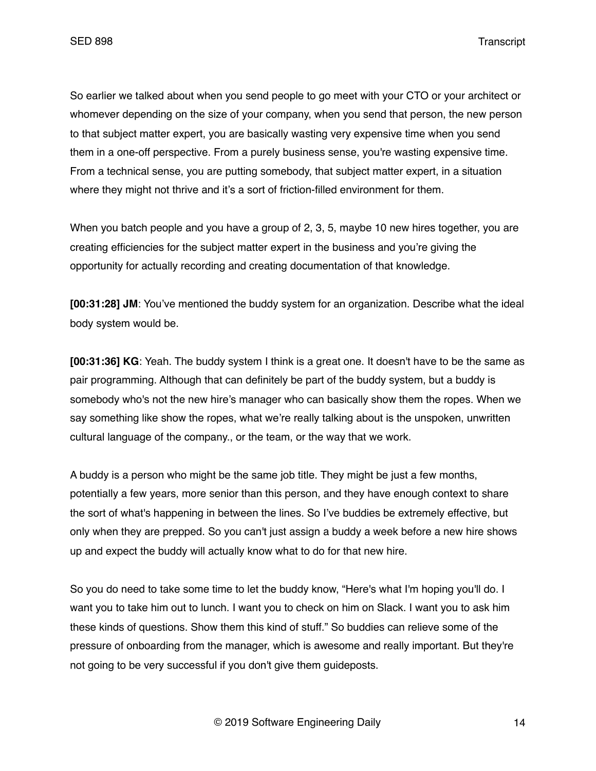So earlier we talked about when you send people to go meet with your CTO or your architect or whomever depending on the size of your company, when you send that person, the new person to that subject matter expert, you are basically wasting very expensive time when you send them in a one-off perspective. From a purely business sense, you're wasting expensive time. From a technical sense, you are putting somebody, that subject matter expert, in a situation where they might not thrive and it's a sort of friction-filled environment for them.

When you batch people and you have a group of 2, 3, 5, maybe 10 new hires together, you are creating efficiencies for the subject matter expert in the business and you're giving the opportunity for actually recording and creating documentation of that knowledge.

**[00:31:28] JM**: You've mentioned the buddy system for an organization. Describe what the ideal body system would be.

**[00:31:36] KG**: Yeah. The buddy system I think is a great one. It doesn't have to be the same as pair programming. Although that can definitely be part of the buddy system, but a buddy is somebody who's not the new hire's manager who can basically show them the ropes. When we say something like show the ropes, what we're really talking about is the unspoken, unwritten cultural language of the company., or the team, or the way that we work.

A buddy is a person who might be the same job title. They might be just a few months, potentially a few years, more senior than this person, and they have enough context to share the sort of what's happening in between the lines. So I've buddies be extremely effective, but only when they are prepped. So you can't just assign a buddy a week before a new hire shows up and expect the buddy will actually know what to do for that new hire.

So you do need to take some time to let the buddy know, "Here's what I'm hoping you'll do. I want you to take him out to lunch. I want you to check on him on Slack. I want you to ask him these kinds of questions. Show them this kind of stuff." So buddies can relieve some of the pressure of onboarding from the manager, which is awesome and really important. But they're not going to be very successful if you don't give them guideposts.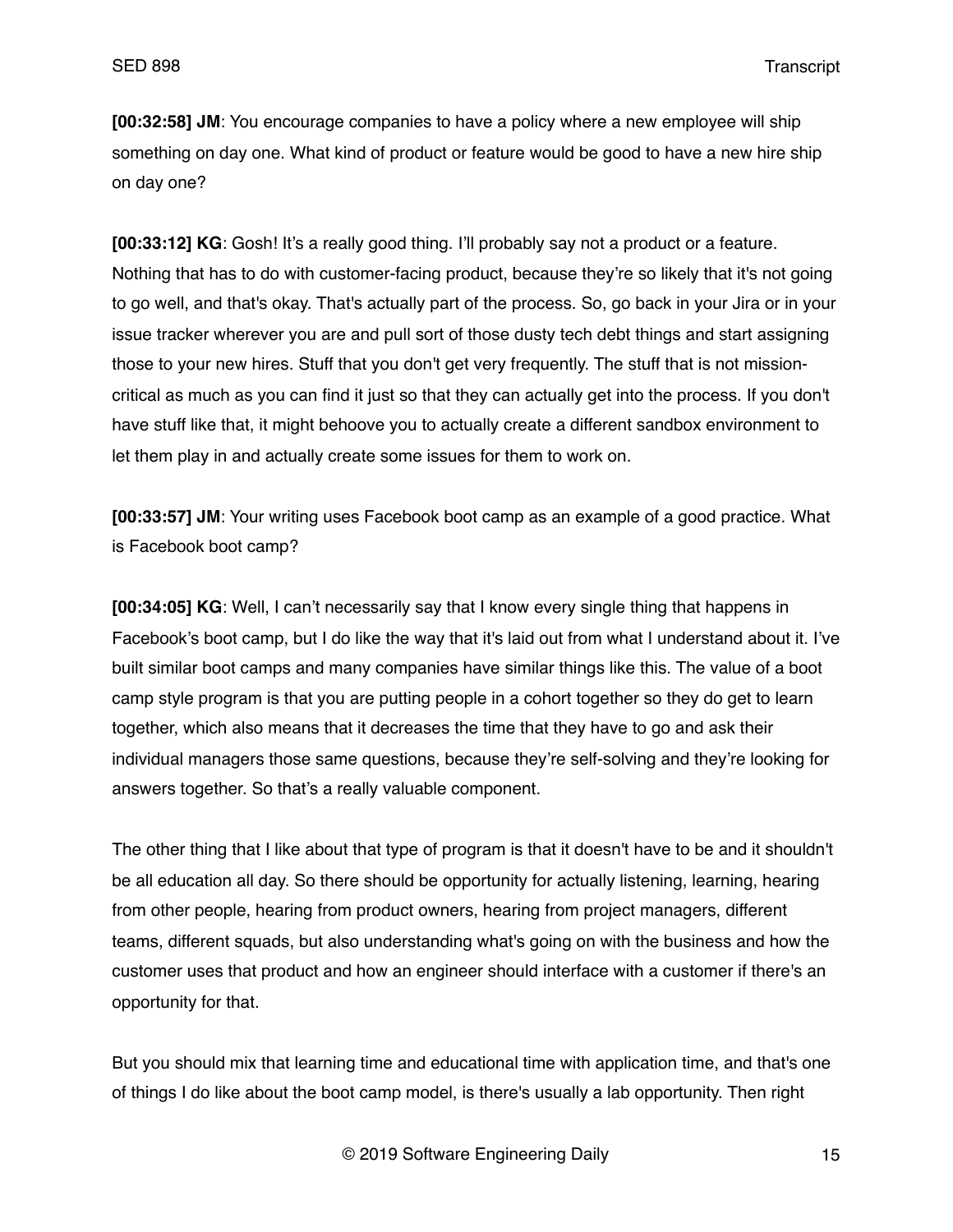**[00:32:58] JM**: You encourage companies to have a policy where a new employee will ship something on day one. What kind of product or feature would be good to have a new hire ship on day one?

**[00:33:12] KG**: Gosh! It's a really good thing. I'll probably say not a product or a feature. Nothing that has to do with customer-facing product, because they're so likely that it's not going to go well, and that's okay. That's actually part of the process. So, go back in your Jira or in your issue tracker wherever you are and pull sort of those dusty tech debt things and start assigning those to your new hires. Stuff that you don't get very frequently. The stuff that is not mission-critical as much as you can find it just so that they can actually get into the process. If you don't have stuff like that, it might behoove you to actually create a different sandbox environment to let them play in and actually create some issues for them to work on.

**[00:33:57] JM**: Your writing uses Facebook boot camp as an example of a good practice. What is Facebook boot camp?

**[00:34:05] KG**: Well, I can't necessarily say that I know every single thing that happens in Facebook's boot camp, but I do like the way that it's laid out from what I understand about it. I've built similar boot camps and many companies have similar things like this. The value of a boot camp style program is that you are putting people in a cohort together so they do get to learn together, which also means that it decreases the time that they have to go and ask their individual managers those same questions, because they're self-solving and they're looking for answers together. So that's a really valuable component.

The other thing that I like about that type of program is that it doesn't have to be and it shouldn't be all education all day. So there should be opportunity for actually listening, learning, hearing from other people, hearing from product owners, hearing from project managers, different teams, different squads, but also understanding what's going on with the business and how the customer uses that product and how an engineer should interface with a customer if there's an opportunity for that.

But you should mix that learning time and educational time with application time, and that's one of things I do like about the boot camp model, is there's usually a lab opportunity. Then right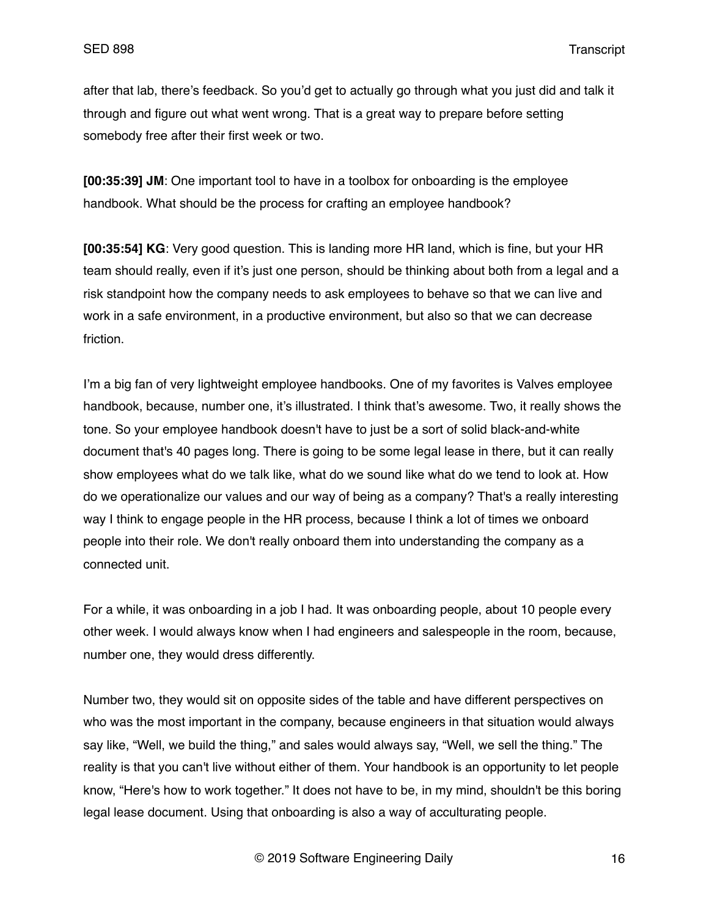after that lab, there's feedback. So you'd get to actually go through what you just did and talk it through and figure out what went wrong. That is a great way to prepare before setting somebody free after their first week or two.

**[00:35:39] JM**: One important tool to have in a toolbox for onboarding is the employee handbook. What should be the process for crafting an employee handbook?

**[00:35:54] KG**: Very good question. This is landing more HR land, which is fine, but your HR team should really, even if it's just one person, should be thinking about both from a legal and a risk standpoint how the company needs to ask employees to behave so that we can live and work in a safe environment, in a productive environment, but also so that we can decrease friction.

I'm a big fan of very lightweight employee handbooks. One of my favorites is Valves employee handbook, because, number one, it's illustrated. I think that's awesome. Two, it really shows the tone. So your employee handbook doesn't have to just be a sort of solid black-and-white document that's 40 pages long. There is going to be some legal lease in there, but it can really show employees what do we talk like, what do we sound like what do we tend to look at. How do we operationalize our values and our way of being as a company? That's a really interesting way I think to engage people in the HR process, because I think a lot of times we onboard people into their role. We don't really onboard them into understanding the company as a connected unit.

For a while, it was onboarding in a job I had. It was onboarding people, about 10 people every other week. I would always know when I had engineers and salespeople in the room, because, number one, they would dress differently.

Number two, they would sit on opposite sides of the table and have different perspectives on who was the most important in the company, because engineers in that situation would always say like, "Well, we build the thing," and sales would always say, "Well, we sell the thing." The reality is that you can't live without either of them. Your handbook is an opportunity to let people know, "Here's how to work together." It does not have to be, in my mind, shouldn't be this boring legal lease document. Using that onboarding is also a way of acculturating people.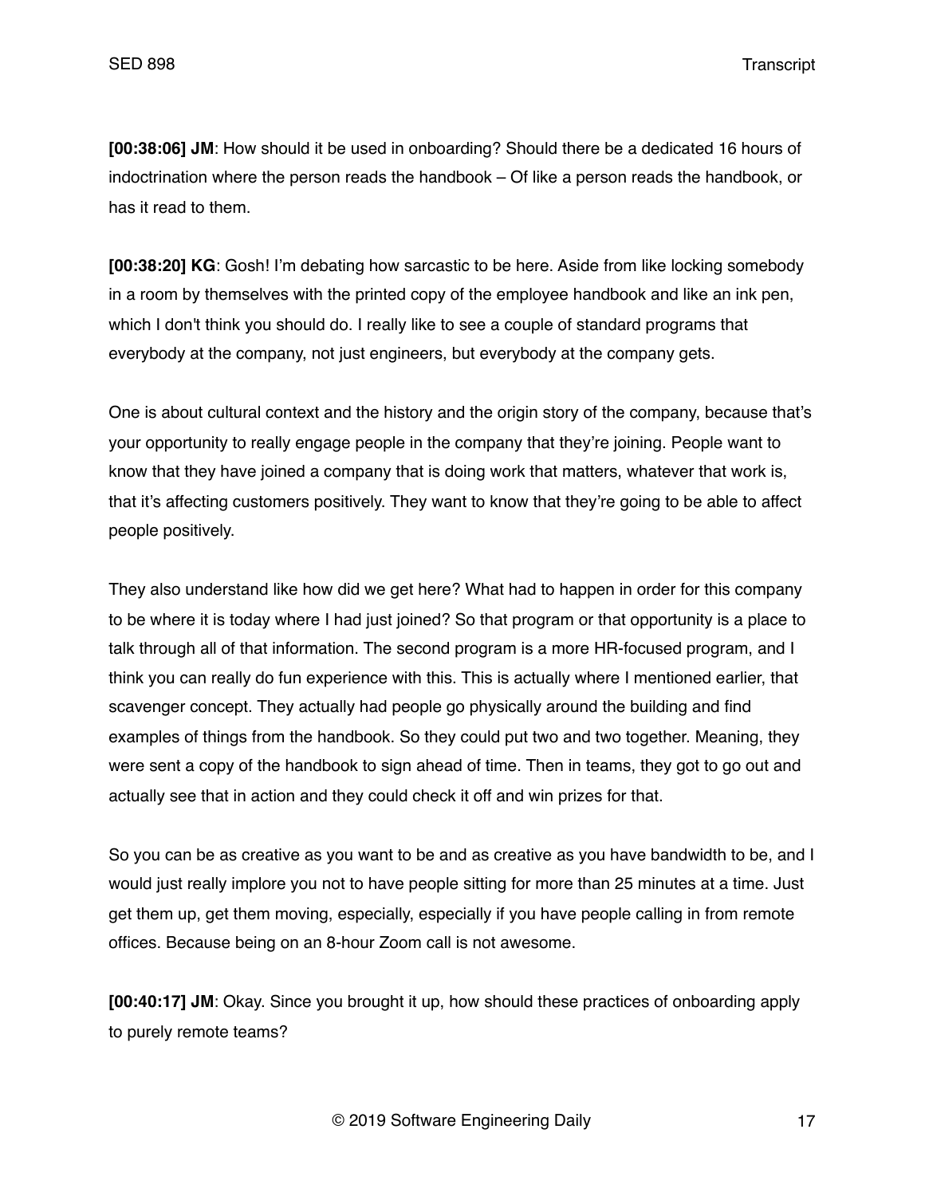**[00:38:06] JM**: How should it be used in onboarding? Should there be a dedicated 16 hours of indoctrination where the person reads the handbook – Of like a person reads the handbook, or has it read to them.

**[00:38:20] KG**: Gosh! I'm debating how sarcastic to be here. Aside from like locking somebody in a room by themselves with the printed copy of the employee handbook and like an ink pen, which I don't think you should do. I really like to see a couple of standard programs that everybody at the company, not just engineers, but everybody at the company gets.

One is about cultural context and the history and the origin story of the company, because that's your opportunity to really engage people in the company that they're joining. People want to know that they have joined a company that is doing work that matters, whatever that work is, that it's affecting customers positively. They want to know that they're going to be able to affect people positively.

They also understand like how did we get here? What had to happen in order for this company to be where it is today where I had just joined? So that program or that opportunity is a place to talk through all of that information. The second program is a more HR-focused program, and I think you can really do fun experience with this. This is actually where I mentioned earlier, that scavenger concept. They actually had people go physically around the building and find examples of things from the handbook. So they could put two and two together. Meaning, they were sent a copy of the handbook to sign ahead of time. Then in teams, they got to go out and actually see that in action and they could check it off and win prizes for that.

So you can be as creative as you want to be and as creative as you have bandwidth to be, and I would just really implore you not to have people sitting for more than 25 minutes at a time. Just get them up, get them moving, especially, especially if you have people calling in from remote offices. Because being on an 8-hour Zoom call is not awesome.

**[00:40:17] JM**: Okay. Since you brought it up, how should these practices of onboarding apply to purely remote teams?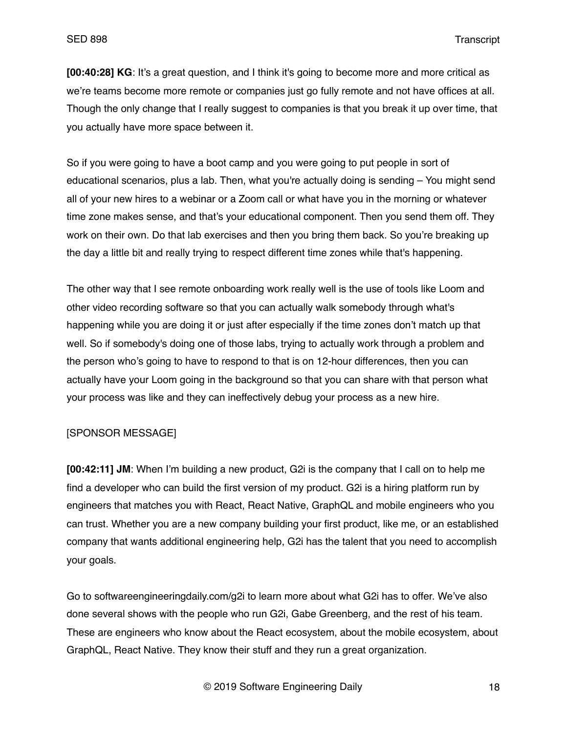**[00:40:28] KG**: It's a great question, and I think it's going to become more and more critical as we're teams become more remote or companies just go fully remote and not have offices at all. Though the only change that I really suggest to companies is that you break it up over time, that you actually have more space between it.

So if you were going to have a boot camp and you were going to put people in sort of educational scenarios, plus a lab. Then, what you're actually doing is sending – You might send all of your new hires to a webinar or a Zoom call or what have you in the morning or whatever time zone makes sense, and that's your educational component. Then you send them off. They work on their own. Do that lab exercises and then you bring them back. So you're breaking up the day a little bit and really trying to respect different time zones while that's happening.

The other way that I see remote onboarding work really well is the use of tools like Loom and other video recording software so that you can actually walk somebody through what's happening while you are doing it or just after especially if the time zones don't match up that well. So if somebody's doing one of those labs, trying to actually work through a problem and the person who's going to have to respond to that is on 12-hour differences, then you can actually have your Loom going in the background so that you can share with that person what your process was like and they can ineffectively debug your process as a new hire.

[SPONSOR MESSAGE]

**[00:42:11] JM**: When I'm building a new product, G2i is the company that I call on to help me find a developer who can build the first version of my product. G2i is a hiring platform run by engineers that matches you with React, React Native, GraphQL and mobile engineers who you can trust. Whether you are a new company building your first product, like me, or an established company that wants additional engineering help, G2i has the talent that you need to accomplish your goals.

Go to softwareengineeringdaily.com/g2i to learn more about what G2i has to offer. We've also done several shows with the people who run G2i, Gabe Greenberg, and the rest of his team. These are engineers who know about the React ecosystem, about the mobile ecosystem, about GraphQL, React Native. They know their stuff and they run a great organization.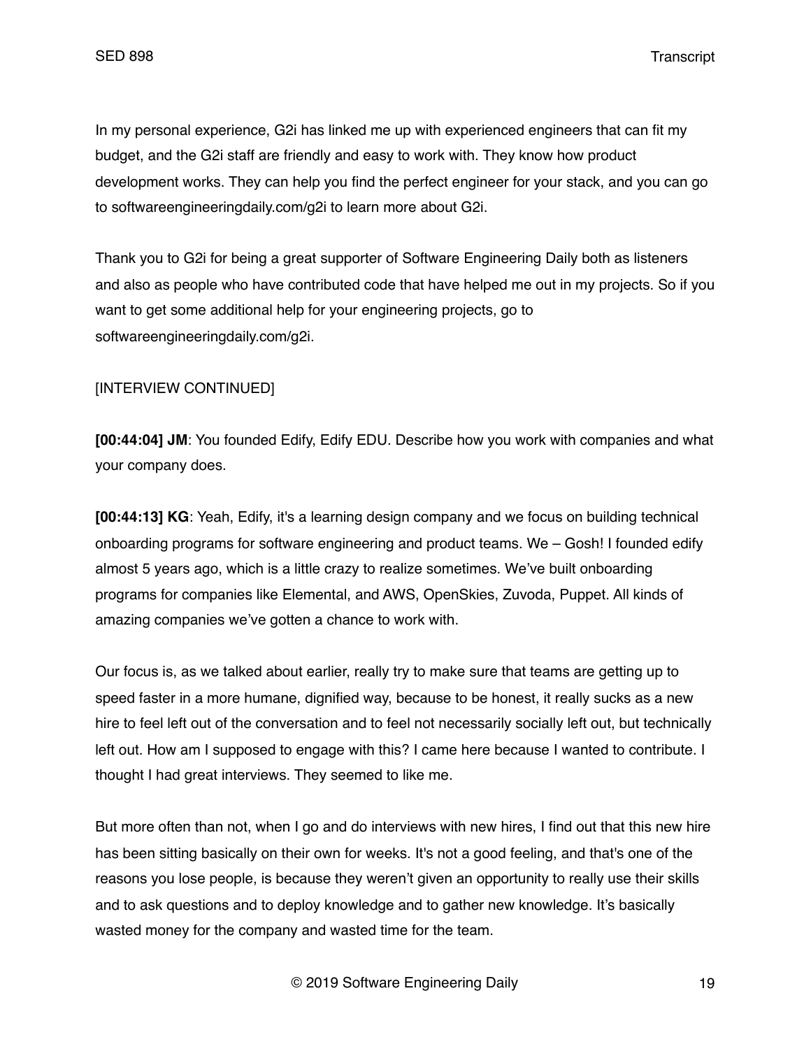In my personal experience, G2i has linked me up with experienced engineers that can fit my budget, and the G2i staff are friendly and easy to work with. They know how product development works. They can help you find the perfect engineer for your stack, and you can go to softwareengineeringdaily.com/g2i to learn more about G2i.

Thank you to G2i for being a great supporter of Software Engineering Daily both as listeners and also as people who have contributed code that have helped me out in my projects. So if you want to get some additional help for your engineering projects, go to softwareengineeringdaily.com/g2i.

[INTERVIEW CONTINUED]

**[00:44:04] JM**: You founded Edify, Edify EDU. Describe how you work with companies and what your company does.

**[00:44:13] KG**: Yeah, Edify, it's a learning design company and we focus on building technical onboarding programs for software engineering and product teams. We – Gosh! I founded edify almost 5 years ago, which is a little crazy to realize sometimes. We've built onboarding programs for companies like Elemental, and AWS, OpenSkies, Zuvoda, Puppet. All kinds of amazing companies we've gotten a chance to work with.

Our focus is, as we talked about earlier, really try to make sure that teams are getting up to speed faster in a more humane, dignified way, because to be honest, it really sucks as a new hire to feel left out of the conversation and to feel not necessarily socially left out, but technically left out. How am I supposed to engage with this? I came here because I wanted to contribute. I thought I had great interviews. They seemed to like me.

But more often than not, when I go and do interviews with new hires, I find out that this new hire has been sitting basically on their own for weeks. It's not a good feeling, and that's one of the reasons you lose people, is because they weren't given an opportunity to really use their skills and to ask questions and to deploy knowledge and to gather new knowledge. It's basically wasted money for the company and wasted time for the team.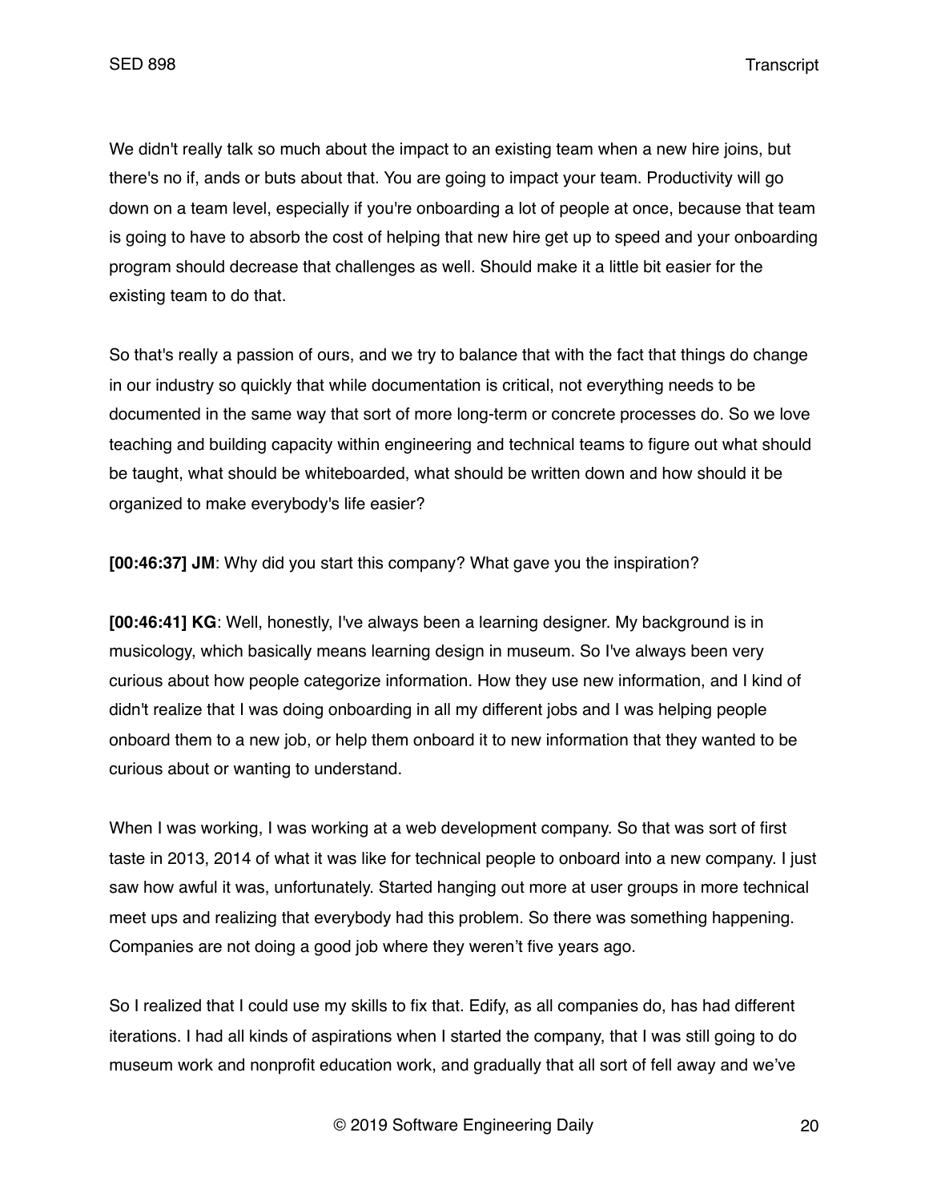We didn't really talk so much about the impact to an existing team when a new hire joins, but there's no if, ands or buts about that. You are going to impact your team. Productivity will go down on a team level, especially if you're onboarding a lot of people at once, because that team is going to have to absorb the cost of helping that new hire get up to speed and your onboarding program should decrease that challenges as well. Should make it a little bit easier for the existing team to do that.

So that's really a passion of ours, and we try to balance that with the fact that things do change in our industry so quickly that while documentation is critical, not everything needs to be documented in the same way that sort of more long-term or concrete processes do. So we love teaching and building capacity within engineering and technical teams to figure out what should be taught, what should be whiteboarded, what should be written down and how should it be organized to make everybody's life easier?

**[00:46:37] JM**: Why did you start this company? What gave you the inspiration?

**[00:46:41] KG**: Well, honestly, I've always been a learning designer. My background is in musicology, which basically means learning design in museum. So I've always been very curious about how people categorize information. How they use new information, and I kind of didn't realize that I was doing onboarding in all my different jobs and I was helping people onboard them to a new job, or help them onboard it to new information that they wanted to be curious about or wanting to understand.

When I was working, I was working at a web development company. So that was sort of first taste in 2013, 2014 of what it was like for technical people to onboard into a new company. I just saw how awful it was, unfortunately. Started hanging out more at user groups in more technical meet ups and realizing that everybody had this problem. So there was something happening. Companies are not doing a good job where they weren't five years ago.

So I realized that I could use my skills to fix that. Edify, as all companies do, has had different iterations. I had all kinds of aspirations when I started the company, that I was still going to do museum work and nonprofit education work, and gradually that all sort of fell away and we've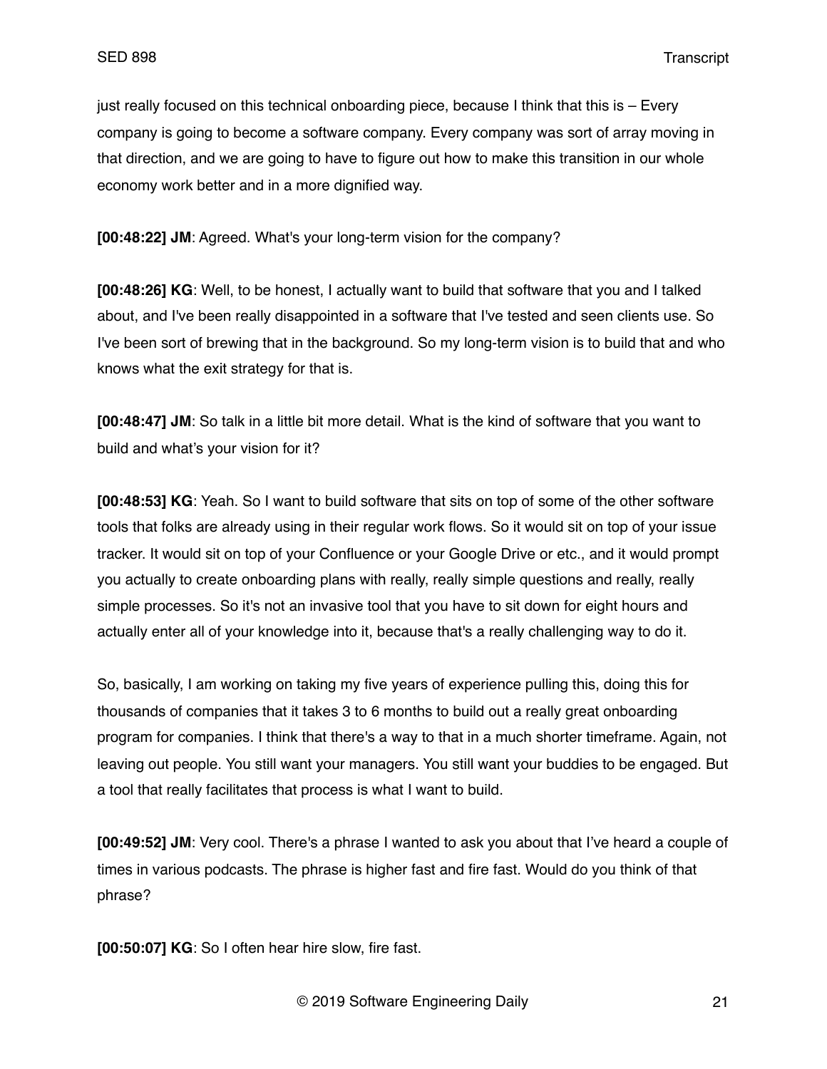just really focused on this technical onboarding piece, because I think that this is – Every company is going to become a software company. Every company was sort of array moving in that direction, and we are going to have to figure out how to make this transition in our whole economy work better and in a more dignified way.

**[00:48:22] JM**: Agreed. What's your long-term vision for the company?

**[00:48:26] KG**: Well, to be honest, I actually want to build that software that you and I talked about, and I've been really disappointed in a software that I've tested and seen clients use. So I've been sort of brewing that in the background. So my long-term vision is to build that and who knows what the exit strategy for that is.

**[00:48:47] JM**: So talk in a little bit more detail. What is the kind of software that you want to build and what's your vision for it?

**[00:48:53] KG**: Yeah. So I want to build software that sits on top of some of the other software tools that folks are already using in their regular work flows. So it would sit on top of your issue tracker. It would sit on top of your Confluence or your Google Drive or etc., and it would prompt you actually to create onboarding plans with really, really simple questions and really, really simple processes. So it's not an invasive tool that you have to sit down for eight hours and actually enter all of your knowledge into it, because that's a really challenging way to do it.

So, basically, I am working on taking my five years of experience pulling this, doing this for thousands of companies that it takes 3 to 6 months to build out a really great onboarding program for companies. I think that there's a way to that in a much shorter timeframe. Again, not leaving out people. You still want your managers. You still want your buddies to be engaged. But a tool that really facilitates that process is what I want to build.

**[00:49:52] JM**: Very cool. There's a phrase I wanted to ask you about that I've heard a couple of times in various podcasts. The phrase is higher fast and fire fast. Would do you think of that phrase?

**[00:50:07] KG**: So I often hear hire slow, fire fast.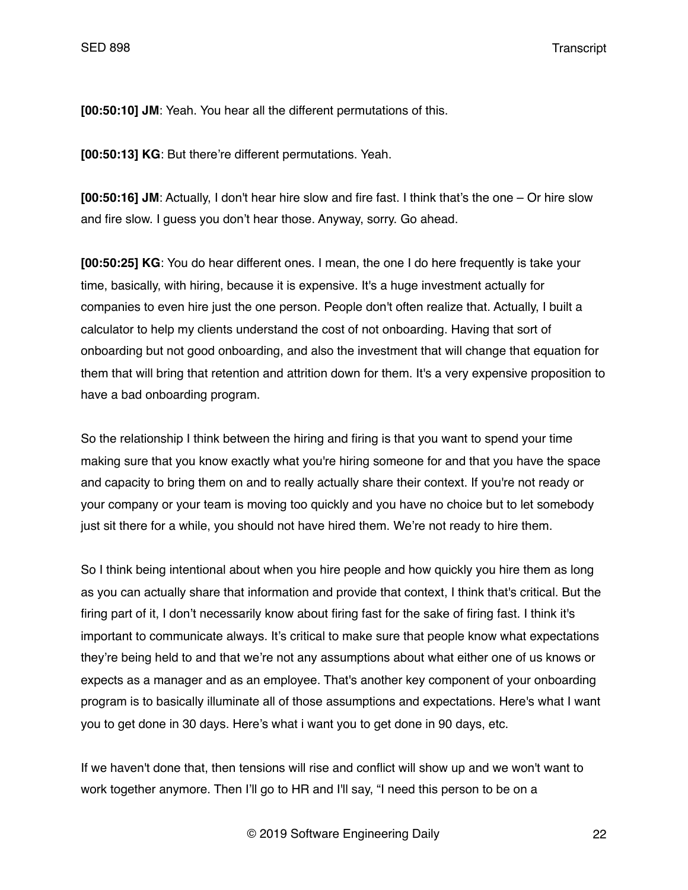**[00:50:10] JM**: Yeah. You hear all the different permutations of this.

**[00:50:13] KG**: But there're different permutations. Yeah.

**[00:50:16] JM**: Actually, I don't hear hire slow and fire fast. I think that's the one – Or hire slow and fire slow. I guess you don't hear those. Anyway, sorry. Go ahead.

**[00:50:25] KG**: You do hear different ones. I mean, the one I do here frequently is take your time, basically, with hiring, because it is expensive. It's a huge investment actually for companies to even hire just the one person. People don't often realize that. Actually, I built a calculator to help my clients understand the cost of not onboarding. Having that sort of onboarding but not good onboarding, and also the investment that will change that equation for them that will bring that retention and attrition down for them. It's a very expensive proposition to have a bad onboarding program.

So the relationship I think between the hiring and firing is that you want to spend your time making sure that you know exactly what you're hiring someone for and that you have the space and capacity to bring them on and to really actually share their context. If you're not ready or your company or your team is moving too quickly and you have no choice but to let somebody just sit there for a while, you should not have hired them. We're not ready to hire them.

So I think being intentional about when you hire people and how quickly you hire them as long as you can actually share that information and provide that context, I think that's critical. But the firing part of it, I don't necessarily know about firing fast for the sake of firing fast. I think it's important to communicate always. It's critical to make sure that people know what expectations they're being held to and that we're not any assumptions about what either one of us knows or expects as a manager and as an employee. That's another key component of your onboarding program is to basically illuminate all of those assumptions and expectations. Here's what I want you to get done in 30 days. Here's what i want you to get done in 90 days, etc.

If we haven't done that, then tensions will rise and conflict will show up and we won't want to work together anymore. Then I'll go to HR and I'll say, "I need this person to be on a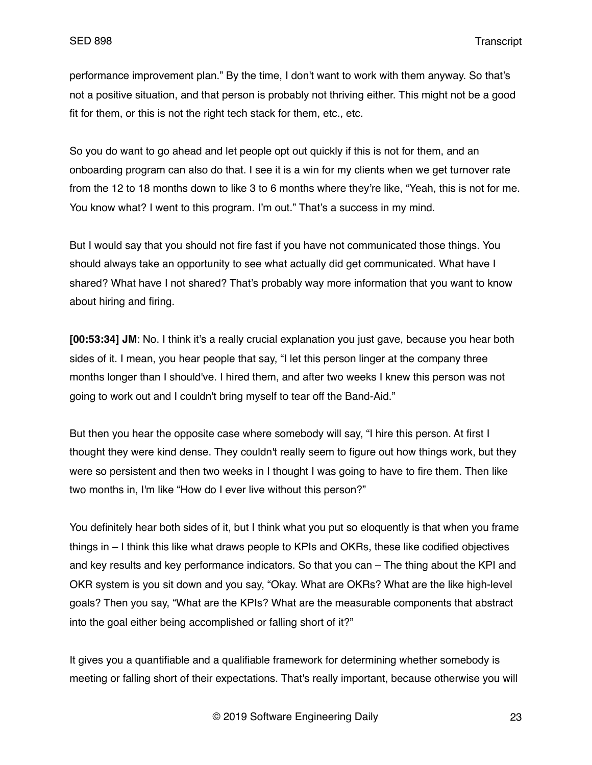performance improvement plan." By the time, I don't want to work with them anyway. So that's not a positive situation, and that person is probably not thriving either. This might not be a good fit for them, or this is not the right tech stack for them, etc., etc.

So you do want to go ahead and let people opt out quickly if this is not for them, and an onboarding program can also do that. I see it is a win for my clients when we get turnover rate from the 12 to 18 months down to like 3 to 6 months where they're like, "Yeah, this is not for me. You know what? I went to this program. I'm out." That's a success in my mind.

But I would say that you should not fire fast if you have not communicated those things. You should always take an opportunity to see what actually did get communicated. What have I shared? What have I not shared? That's probably way more information that you want to know about hiring and firing.

**[00:53:34] JM**: No. I think it's a really crucial explanation you just gave, because you hear both sides of it. I mean, you hear people that say, "I let this person linger at the company three months longer than I should've. I hired them, and after two weeks I knew this person was not going to work out and I couldn't bring myself to tear off the Band-Aid."

But then you hear the opposite case where somebody will say, "I hire this person. At first I thought they were kind dense. They couldn't really seem to figure out how things work, but they were so persistent and then two weeks in I thought I was going to have to fire them. Then like two months in, I'm like "How do I ever live without this person?"

You definitely hear both sides of it, but I think what you put so eloquently is that when you frame things in – I think this like what draws people to KPIs and OKRs, these like codified objectives and key results and key performance indicators. So that you can – The thing about the KPI and OKR system is you sit down and you say, "Okay. What are OKRs? What are the like high-level goals? Then you say, "What are the KPIs? What are the measurable components that abstract into the goal either being accomplished or falling short of it?"

It gives you a quantifiable and a qualifiable framework for determining whether somebody is meeting or falling short of their expectations. That's really important, because otherwise you will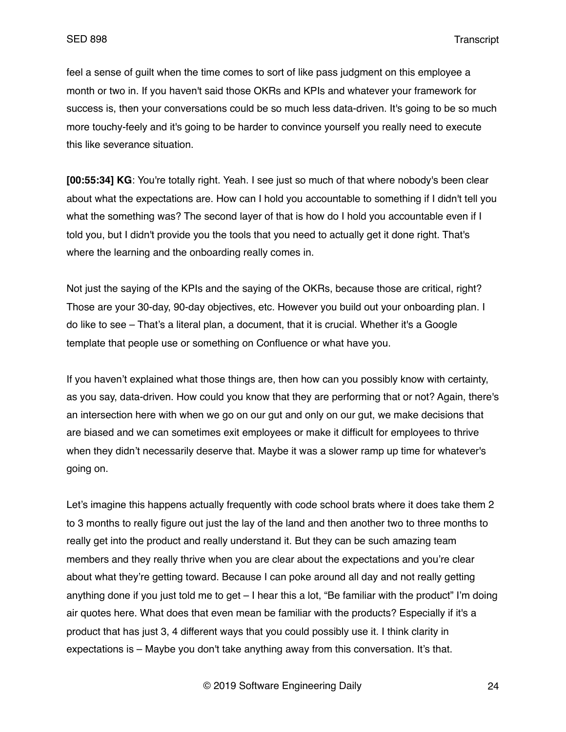feel a sense of guilt when the time comes to sort of like pass judgment on this employee a month or two in. If you haven't said those OKRs and KPIs and whatever your framework for success is, then your conversations could be so much less data-driven. It's going to be so much more touchy-feely and it's going to be harder to convince yourself you really need to execute this like severance situation.

**[00:55:34] KG**: You're totally right. Yeah. I see just so much of that where nobody's been clear about what the expectations are. How can I hold you accountable to something if I didn't tell you what the something was? The second layer of that is how do I hold you accountable even if I told you, but I didn't provide you the tools that you need to actually get it done right. That's where the learning and the onboarding really comes in.

Not just the saying of the KPIs and the saying of the OKRs, because those are critical, right? Those are your 30-day, 90-day objectives, etc. However you build out your onboarding plan. I do like to see – That's a literal plan, a document, that it is crucial. Whether it's a Google template that people use or something on Confluence or what have you.

If you haven't explained what those things are, then how can you possibly know with certainty, as you say, data-driven. How could you know that they are performing that or not? Again, there's an intersection here with when we go on our gut and only on our gut, we make decisions that are biased and we can sometimes exit employees or make it difficult for employees to thrive when they didn't necessarily deserve that. Maybe it was a slower ramp up time for whatever's going on.

Let's imagine this happens actually frequently with code school brats where it does take them 2 to 3 months to really figure out just the lay of the land and then another two to three months to really get into the product and really understand it. But they can be such amazing team members and they really thrive when you are clear about the expectations and you're clear about what they're getting toward. Because I can poke around all day and not really getting anything done if you just told me to get – I hear this a lot, "Be familiar with the product" I'm doing air quotes here. What does that even mean be familiar with the products? Especially if it's a product that has just 3, 4 different ways that you could possibly use it. I think clarity in expectations is – Maybe you don't take anything away from this conversation. It's that.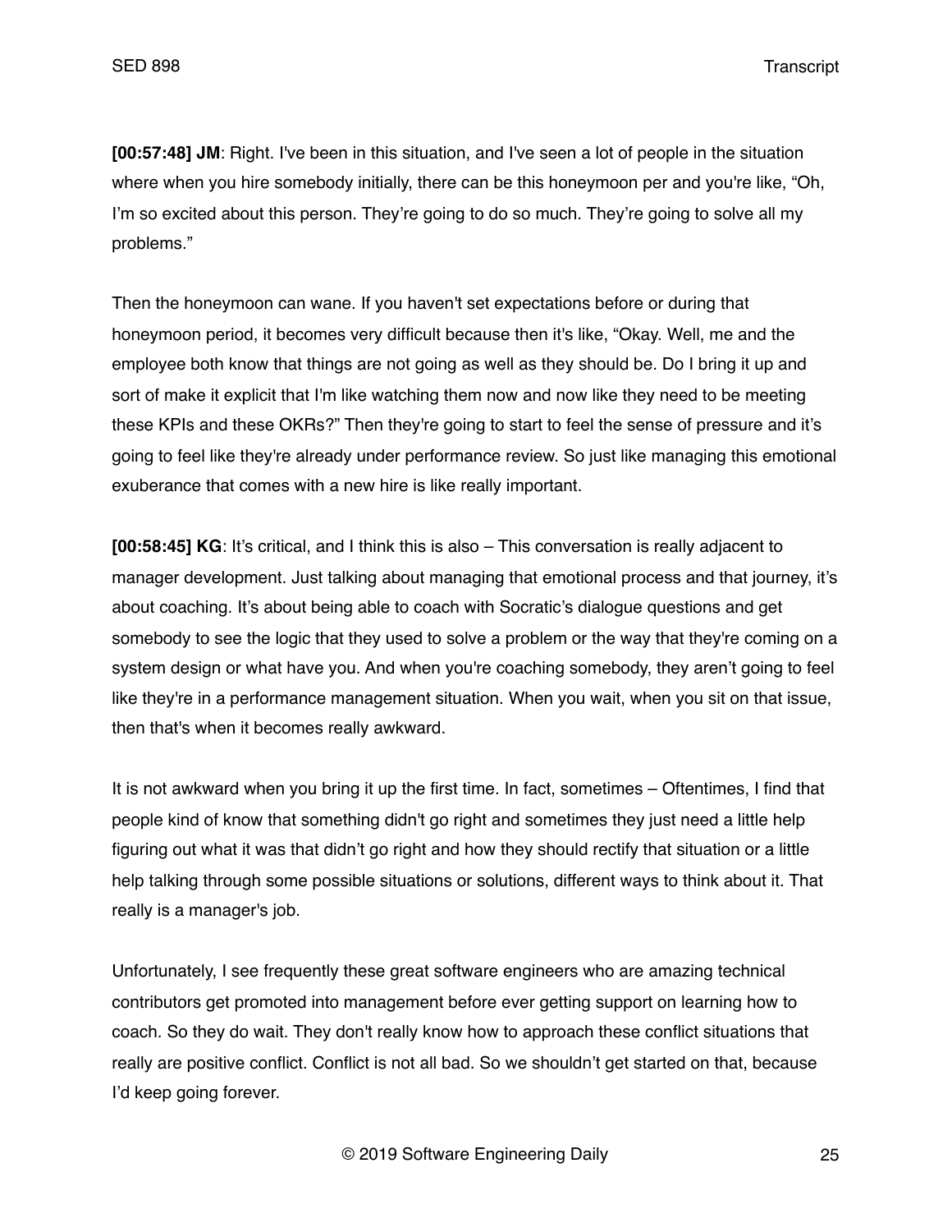**[00:57:48] JM**: Right. I've been in this situation, and I've seen a lot of people in the situation where when you hire somebody initially, there can be this honeymoon per and you're like, "Oh, I'm so excited about this person. They're going to do so much. They're going to solve all my problems."

Then the honeymoon can wane. If you haven't set expectations before or during that honeymoon period, it becomes very difficult because then it's like, "Okay. Well, me and the employee both know that things are not going as well as they should be. Do I bring it up and sort of make it explicit that I'm like watching them now and now like they need to be meeting these KPIs and these OKRs?" Then they're going to start to feel the sense of pressure and it's going to feel like they're already under performance review. So just like managing this emotional exuberance that comes with a new hire is like really important.

**[00:58:45] KG**: It's critical, and I think this is also – This conversation is really adjacent to manager development. Just talking about managing that emotional process and that journey, it's about coaching. It's about being able to coach with Socratic's dialogue questions and get somebody to see the logic that they used to solve a problem or the way that they're coming on a system design or what have you. And when you're coaching somebody, they aren't going to feel like they're in a performance management situation. When you wait, when you sit on that issue, then that's when it becomes really awkward.

It is not awkward when you bring it up the first time. In fact, sometimes – Oftentimes, I find that people kind of know that something didn't go right and sometimes they just need a little help figuring out what it was that didn't go right and how they should rectify that situation or a little help talking through some possible situations or solutions, different ways to think about it. That really is a manager's job.

Unfortunately, I see frequently these great software engineers who are amazing technical contributors get promoted into management before ever getting support on learning how to coach. So they do wait. They don't really know how to approach these conflict situations that really are positive conflict. Conflict is not all bad. So we shouldn't get started on that, because I'd keep going forever.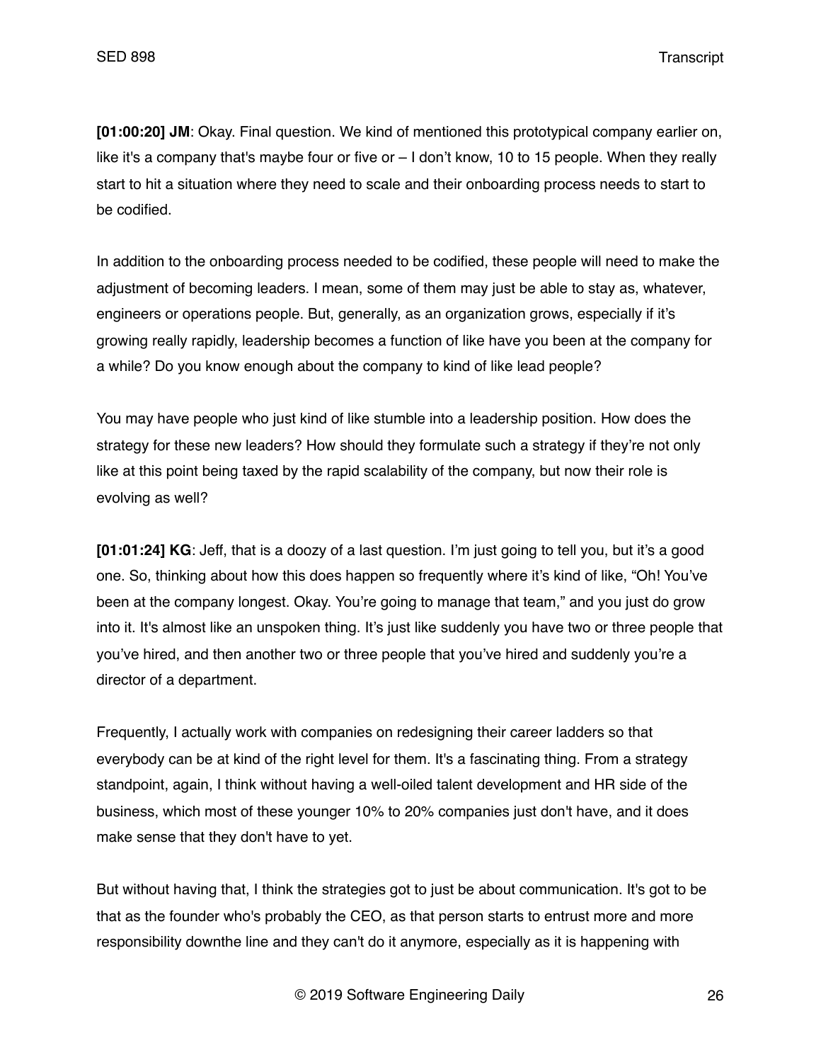**[01:00:20] JM**: Okay. Final question. We kind of mentioned this prototypical company earlier on, like it's a company that's maybe four or five or – I don't know, 10 to 15 people. When they really start to hit a situation where they need to scale and their onboarding process needs to start to be codified.

In addition to the onboarding process needed to be codified, these people will need to make the adjustment of becoming leaders. I mean, some of them may just be able to stay as, whatever, engineers or operations people. But, generally, as an organization grows, especially if it's growing really rapidly, leadership becomes a function of like have you been at the company for a while? Do you know enough about the company to kind of like lead people?

You may have people who just kind of like stumble into a leadership position. How does the strategy for these new leaders? How should they formulate such a strategy if they're not only like at this point being taxed by the rapid scalability of the company, but now their role is evolving as well?

**[01:01:24] KG**: Jeff, that is a doozy of a last question. I'm just going to tell you, but it's a good one. So, thinking about how this does happen so frequently where it's kind of like, "Oh! You've been at the company longest. Okay. You're going to manage that team," and you just do grow into it. It's almost like an unspoken thing. It's just like suddenly you have two or three people that you've hired, and then another two or three people that you've hired and suddenly you're a director of a department.

Frequently, I actually work with companies on redesigning their career ladders so that everybody can be at kind of the right level for them. It's a fascinating thing. From a strategy standpoint, again, I think without having a well-oiled talent development and HR side of the business, which most of these younger 10% to 20% companies just don't have, and it does make sense that they don't have to yet.

But without having that, I think the strategies got to just be about communication. It's got to be that as the founder who's probably the CEO, as that person starts to entrust more and more responsibility downthe line and they can't do it anymore, especially as it is happening with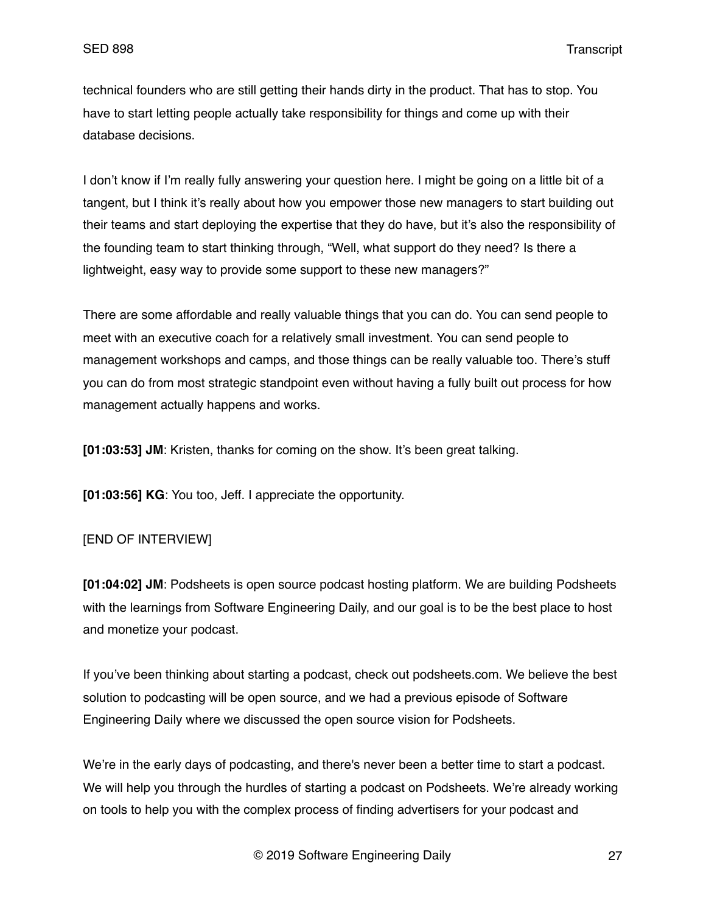technical founders who are still getting their hands dirty in the product. That has to stop. You have to start letting people actually take responsibility for things and come up with their database decisions.

I don't know if I'm really fully answering your question here. I might be going on a little bit of a tangent, but I think it's really about how you empower those new managers to start building out their teams and start deploying the expertise that they do have, but it's also the responsibility of the founding team to start thinking through, "Well, what support do they need? Is there a lightweight, easy way to provide some support to these new managers?"

There are some affordable and really valuable things that you can do. You can send people to meet with an executive coach for a relatively small investment. You can send people to management workshops and camps, and those things can be really valuable too. There's stuff you can do from most strategic standpoint even without having a fully built out process for how management actually happens and works.

**[01:03:53] JM**: Kristen, thanks for coming on the show. It's been great talking.

**[01:03:56] KG**: You too, Jeff. I appreciate the opportunity.

[END OF INTERVIEW]

**[01:04:02] JM**: Podsheets is open source podcast hosting platform. We are building Podsheets with the learnings from Software Engineering Daily, and our goal is to be the best place to host and monetize your podcast.

If you've been thinking about starting a podcast, check out podsheets.com. We believe the best solution to podcasting will be open source, and we had a previous episode of Software Engineering Daily where we discussed the open source vision for Podsheets.

We're in the early days of podcasting, and there's never been a better time to start a podcast. We will help you through the hurdles of starting a podcast on Podsheets. We're already working on tools to help you with the complex process of finding advertisers for your podcast and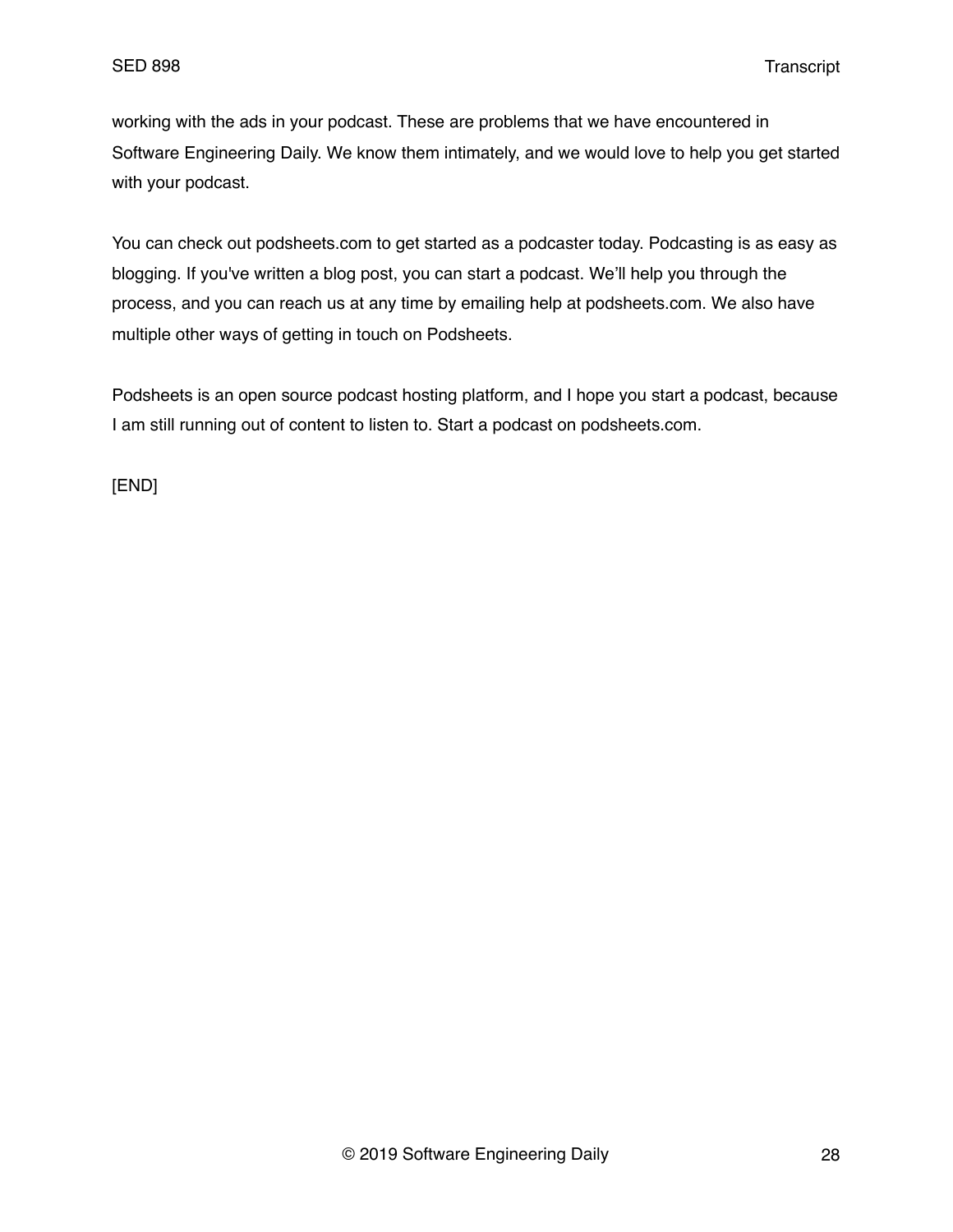working with the ads in your podcast. These are problems that we have encountered in Software Engineering Daily. We know them intimately, and we would love to help you get started with your podcast.

You can check out podsheets.com to get started as a podcaster today. Podcasting is as easy as blogging. If you've written a blog post, you can start a podcast. We'll help you through the process, and you can reach us at any time by emailing help at podsheets.com. We also have multiple other ways of getting in touch on Podsheets.

Podsheets is an open source podcast hosting platform, and I hope you start a podcast, because I am still running out of content to listen to. Start a podcast on podsheets.com.

[END]